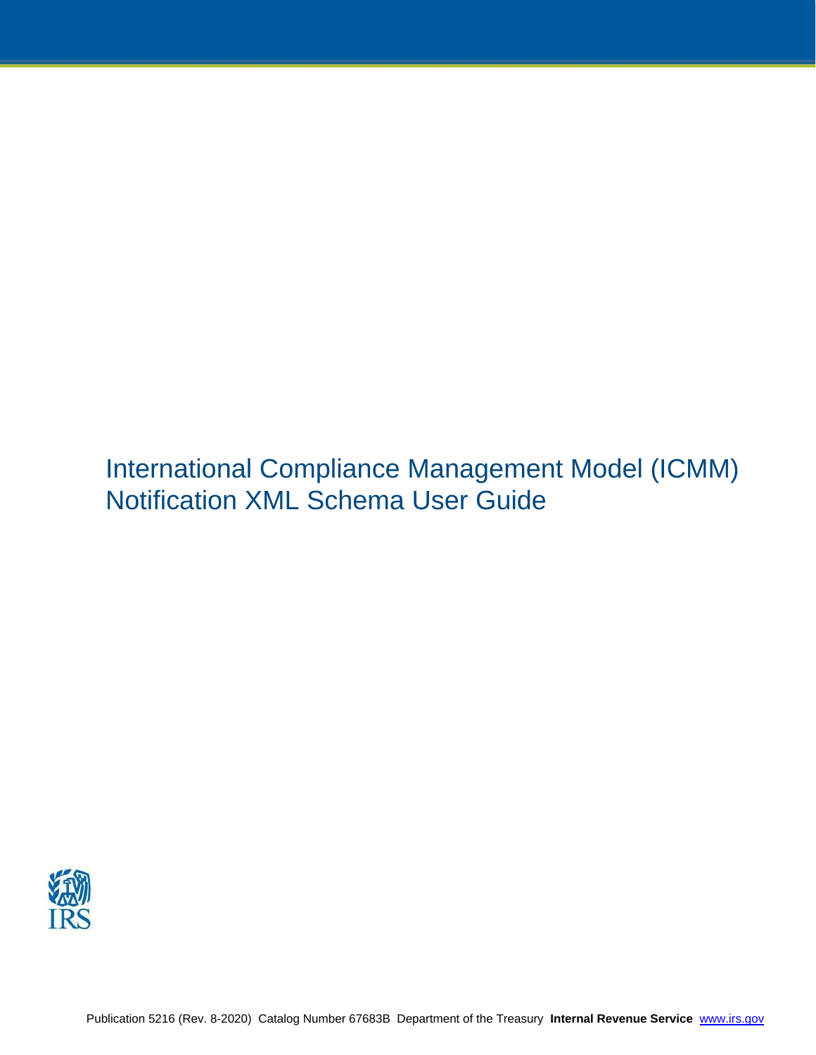# International Compliance Management Model (ICMM) Notification XML Schema User Guide

IRS

Publication 5216 (Rev. 8-2020) Catalog Number 67683B Department of the Treasury **Internal Revenue Service** www.irs.gov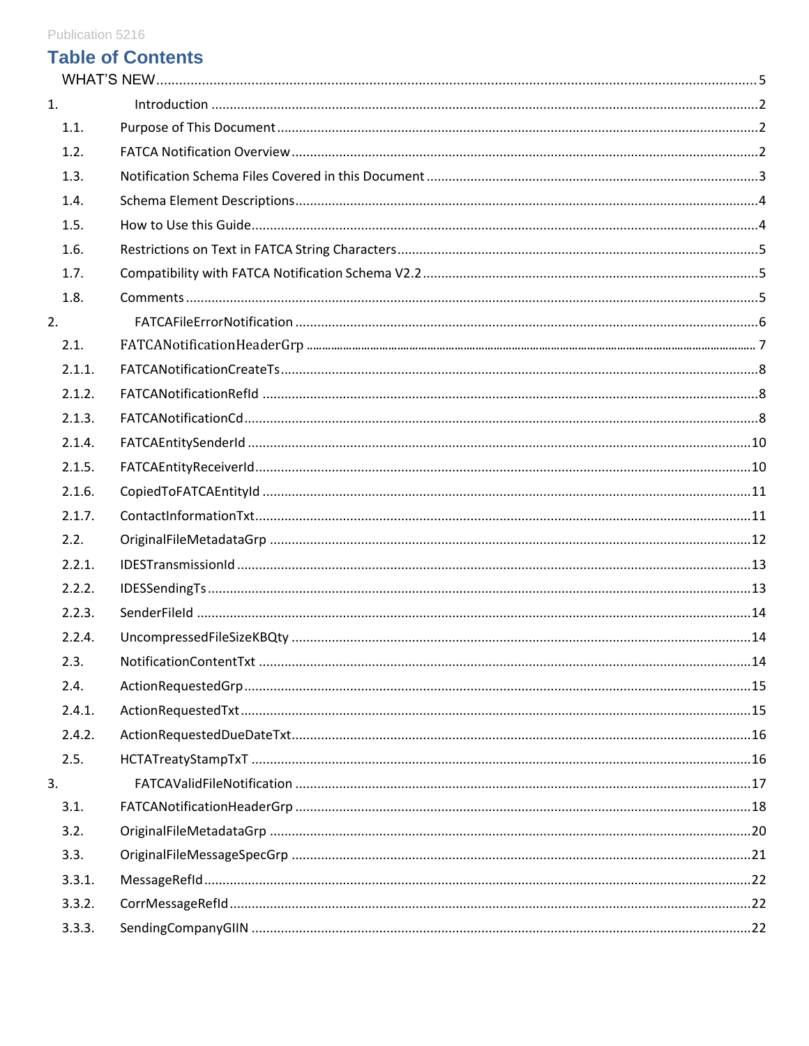# Table of Contents

WHAT'S NEW ... 5

1. Introduction ... 2
   - 1.1. Purpose of This Document ... 2
   - 1.2. FATCA Notification Overview ... 2
   - 1.3. Notification Schema Files Covered in this Document ... 3
   - 1.4. Schema Element Descriptions ... 4
   - 1.5. How to Use this Guide ... 4
   - 1.6. Restrictions on Text in FATCA String Characters ... 5
   - 1.7. Compatibility with FATCA Notification Schema V2.2 ... 5
   - 1.8. Comments ... 5
2. FATCAFileErrorNotification ... 6
   - 2.1. FATCANotificationHeaderGrp ... 7
   - 2.1.1. FATCANotificationCreateTs ... 8
   - 2.1.2. FATCANotificationRefId ... 8
   - 2.1.3. FATCANotificationCd ... 8
   - 2.1.4. FATCAEntitySenderId ... 10
   - 2.1.5. FATCAEntityReceiverId ... 10
   - 2.1.6. CopiedToFATCAEntityId ... 11
   - 2.1.7. ContactInformationTxt ... 11
   - 2.2. OriginalFileMetadataGrp ... 12
   - 2.2.1. IDESTransmissionId ... 13
   - 2.2.2. IDESSendingTs ... 13
   - 2.2.3. SenderFileId ... 14
   - 2.2.4. UncompressedFileSizeKBQty ... 14
   - 2.3. NotificationContentTxt ... 14
   - 2.4. ActionRequestedGrp ... 15
   - 2.4.1. ActionRequestedTxt ... 15
   - 2.4.2. ActionRequestedDueDateTxt ... 16
   - 2.5. HCTATreatyStampTxT ... 16
3. FATCAValidFileNotification ... 17
   - 3.1. FATCANotificationHeaderGrp ... 18
   - 3.2. OriginalFileMetadataGrp ... 20
   - 3.3. OriginalFileMessageSpecGrp ... 21
   - 3.3.1. MessageRefId ... 22
   - 3.3.2. CorrMessageRefId ... 22
   - 3.3.3. SendingCompanyGIIN ... 22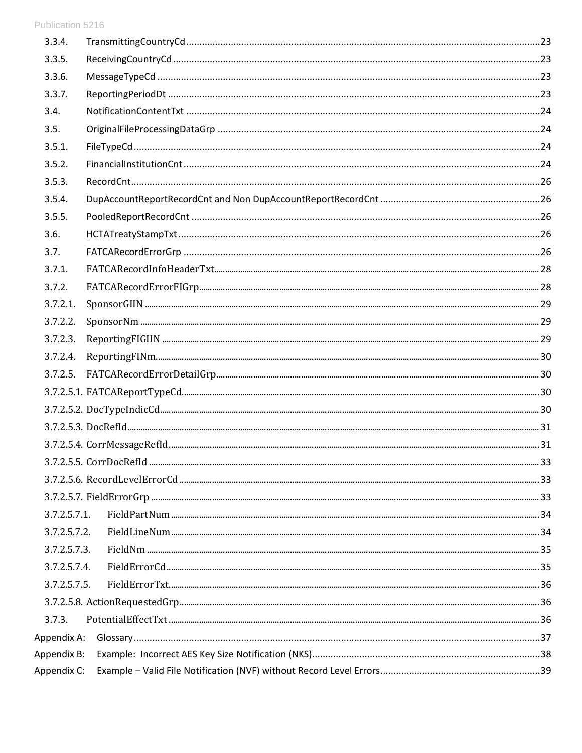| | | |
|---|---|---|
| 3.3.4. | TransmittingCountryCd | 23 |
| 3.3.5. | ReceivingCountryCd | 23 |
| 3.3.6. | MessageTypeCd | 23 |
| 3.3.7. | ReportingPeriodDt | 23 |
| 3.4. | NotificationContentTxt | 24 |
| 3.5. | OriginalFileProcessingDataGrp | 24 |
| 3.5.1. | FileTypeCd | 24 |
| 3.5.2. | FinancialInstitutionCnt | 24 |
| 3.5.3. | RecordCnt | 26 |
| 3.5.4. | DupAccountReportRecordCnt and Non DupAccountReportRecordCnt | 26 |
| 3.5.5. | PooledReportRecordCnt | 26 |
| 3.6. | HCTATreatyStampTxt | 26 |
| 3.7. | FATCARecordErrorGrp | 26 |
| 3.7.1. | FATCARecordInfoHeaderTxt | 28 |
| 3.7.2. | FATCARecordErrorFIGrp | 28 |
| 3.7.2.1. | SponsorGIIN | 29 |
| 3.7.2.2. | SponsorNm | 29 |
| 3.7.2.3. | ReportingFIGIIN | 29 |
| 3.7.2.4. | ReportingFINm | 30 |
| 3.7.2.5. | FATCARecordErrorDetailGrp | 30 |
| 3.7.2.5.1. | FATCAReportTypeCd | 30 |
| 3.7.2.5.2. | DocTypeIndicCd | 30 |
| 3.7.2.5.3. | DocRefId | 31 |
| 3.7.2.5.4. | CorrMessageRefId | 31 |
| 3.7.2.5.5. | CorrDocRefId | 33 |
| 3.7.2.5.6. | RecordLevelErrorCd | 33 |
| 3.7.2.5.7. | FieldErrorGrp | 33 |
| 3.7.2.5.7.1. | FieldPartNum | 34 |
| 3.7.2.5.7.2. | FieldLineNum | 34 |
| 3.7.2.5.7.3. | FieldNm | 35 |
| 3.7.2.5.7.4. | FieldErrorCd | 35 |
| 3.7.2.5.7.5. | FieldErrorTxt | 36 |
| 3.7.2.5.8. | ActionRequestedGrp | 36 |
| 3.7.3. | PotentialEffectTxt | 36 |
| Appendix A: | Glossary | 37 |
| Appendix B: | Example: Incorrect AES Key Size Notification (NKS) | 38 |
| Appendix C: | Example – Valid File Notification (NVF) without Record Level Errors | 39 |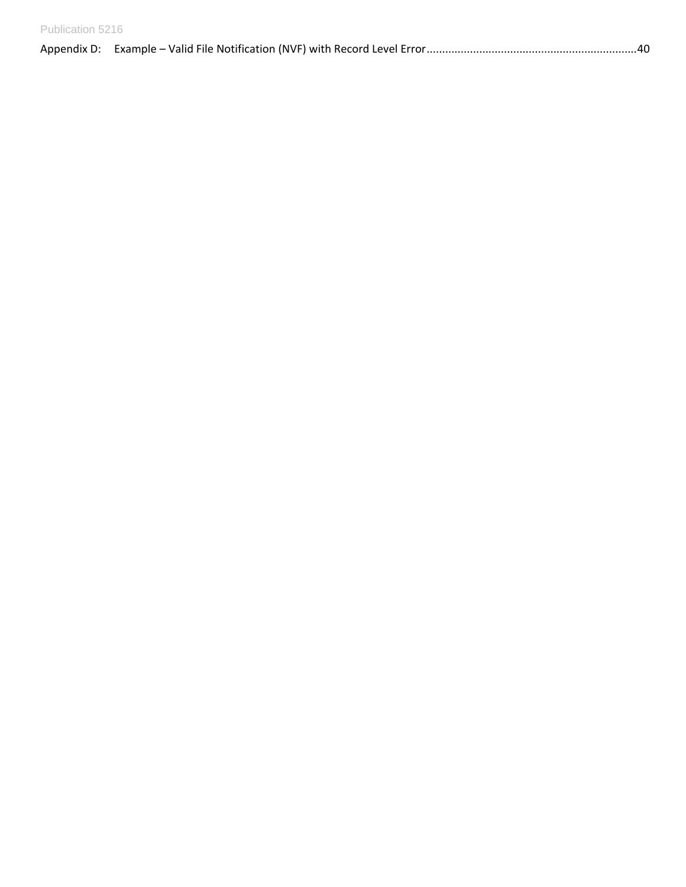Appendix D: Example – Valid File Notification (NVF) with Record Level Error....................................................................40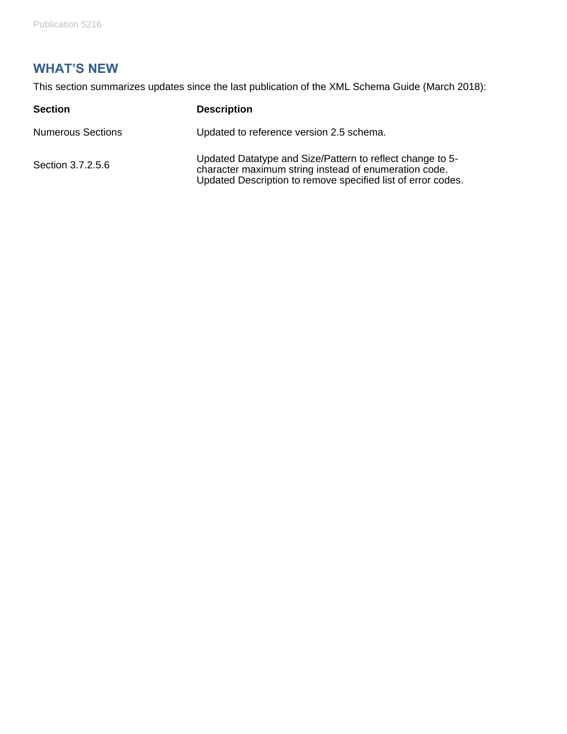## WHAT'S NEW

This section summarizes updates since the last publication of the XML Schema Guide (March 2018):

| Section | Description |
|---|---|
| Numerous Sections | Updated to reference version 2.5 schema. |
| Section 3.7.2.5.6 | Updated Datatype and Size/Pattern to reflect change to 5-character maximum string instead of enumeration code. Updated Description to remove specified list of error codes. |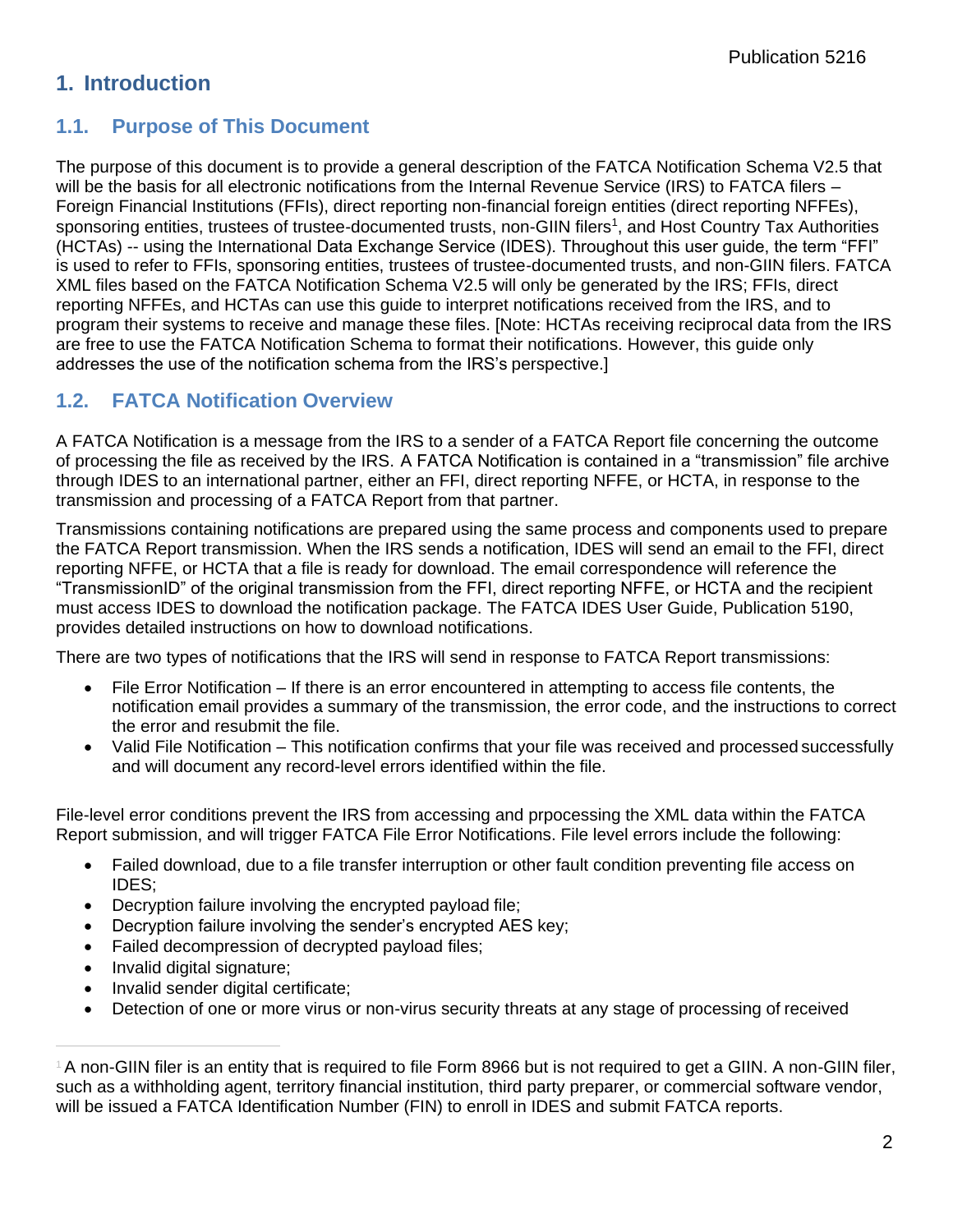# 1. Introduction

## 1.1. Purpose of This Document

The purpose of this document is to provide a general description of the FATCA Notification Schema V2.5 that will be the basis for all electronic notifications from the Internal Revenue Service (IRS) to FATCA filers – Foreign Financial Institutions (FFIs), direct reporting non-financial foreign entities (direct reporting NFFEs), sponsoring entities, trustees of trustee-documented trusts, non-GIIN filers[1], and Host Country Tax Authorities (HCTAs) -- using the International Data Exchange Service (IDES). Throughout this user guide, the term "FFI" is used to refer to FFIs, sponsoring entities, trustees of trustee-documented trusts, and non-GIIN filers. FATCA XML files based on the FATCA Notification Schema V2.5 will only be generated by the IRS; FFIs, direct reporting NFFEs, and HCTAs can use this guide to interpret notifications received from the IRS, and to program their systems to receive and manage these files. [Note: HCTAs receiving reciprocal data from the IRS are free to use the FATCA Notification Schema to format their notifications. However, this guide only addresses the use of the notification schema from the IRS's perspective.]

## 1.2. FATCA Notification Overview

A FATCA Notification is a message from the IRS to a sender of a FATCA Report file concerning the outcome of processing the file as received by the IRS. A FATCA Notification is contained in a "transmission" file archive through IDES to an international partner, either an FFI, direct reporting NFFE, or HCTA, in response to the transmission and processing of a FATCA Report from that partner.

Transmissions containing notifications are prepared using the same process and components used to prepare the FATCA Report transmission. When the IRS sends a notification, IDES will send an email to the FFI, direct reporting NFFE, or HCTA that a file is ready for download. The email correspondence will reference the "TransmissionID" of the original transmission from the FFI, direct reporting NFFE, or HCTA and the recipient must access IDES to download the notification package. The FATCA IDES User Guide, Publication 5190, provides detailed instructions on how to download notifications.

There are two types of notifications that the IRS will send in response to FATCA Report transmissions:

- File Error Notification – If there is an error encountered in attempting to access file contents, the notification email provides a summary of the transmission, the error code, and the instructions to correct the error and resubmit the file.
- Valid File Notification – This notification confirms that your file was received and processed successfully and will document any record-level errors identified within the file.

File-level error conditions prevent the IRS from accessing and prpocessing the XML data within the FATCA Report submission, and will trigger FATCA File Error Notifications. File level errors include the following:

- Failed download, due to a file transfer interruption or other fault condition preventing file access on IDES;
- Decryption failure involving the encrypted payload file;
- Decryption failure involving the sender's encrypted AES key;
- Failed decompression of decrypted payload files;
- Invalid digital signature;
- Invalid sender digital certificate;
- Detection of one or more virus or non-virus security threats at any stage of processing of received

[1] A non-GIIN filer is an entity that is required to file Form 8966 but is not required to get a GIIN. A non-GIIN filer, such as a withholding agent, territory financial institution, third party preparer, or commercial software vendor, will be issued a FATCA Identification Number (FIN) to enroll in IDES and submit FATCA reports.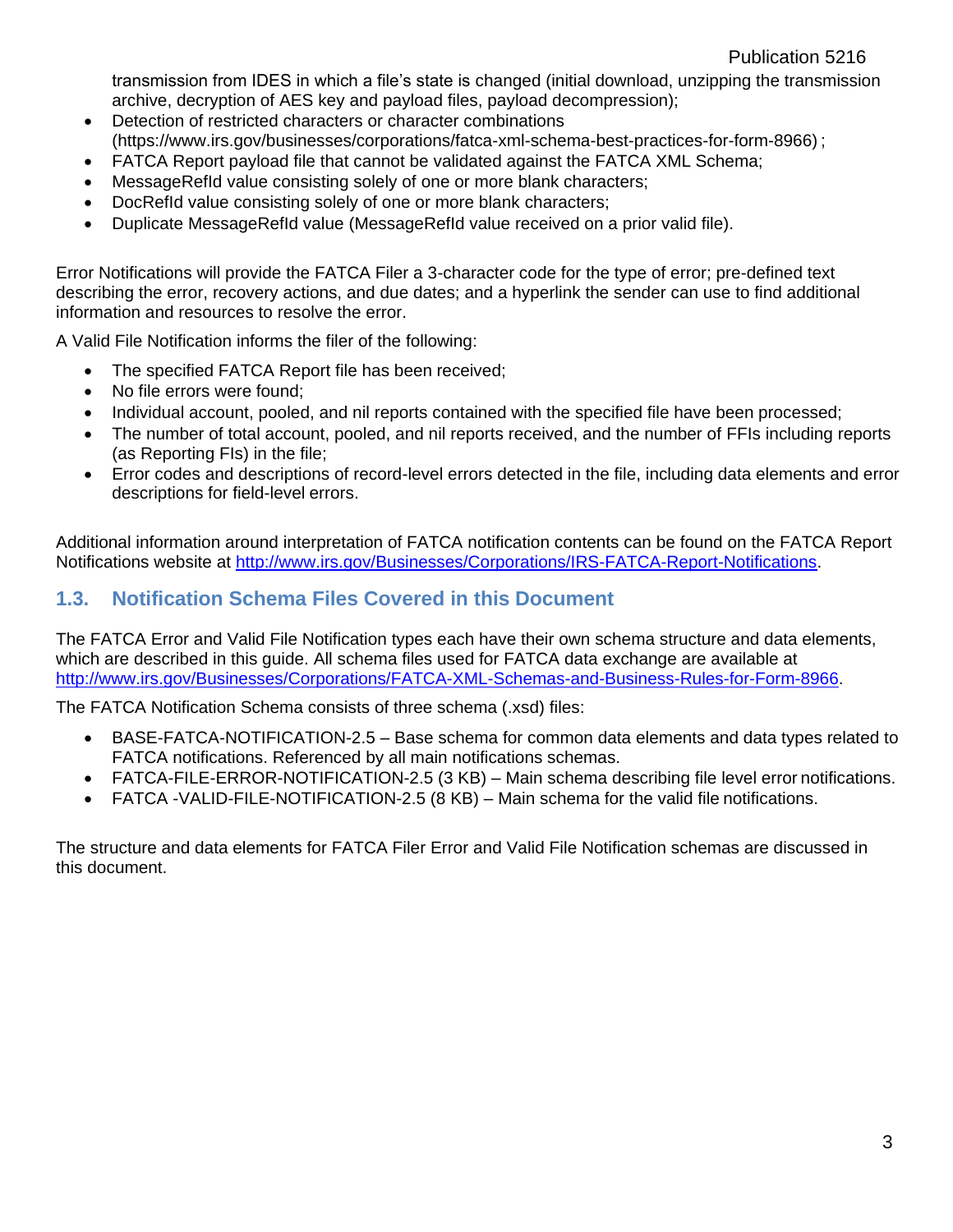transmission from IDES in which a file's state is changed (initial download, unzipping the transmission archive, decryption of AES key and payload files, payload decompression);

- Detection of restricted characters or character combinations (https://www.irs.gov/businesses/corporations/fatca-xml-schema-best-practices-for-form-8966) ;
- FATCA Report payload file that cannot be validated against the FATCA XML Schema;
- MessageRefId value consisting solely of one or more blank characters;
- DocRefId value consisting solely of one or more blank characters;
- Duplicate MessageRefId value (MessageRefId value received on a prior valid file).

Error Notifications will provide the FATCA Filer a 3-character code for the type of error; pre-defined text describing the error, recovery actions, and due dates; and a hyperlink the sender can use to find additional information and resources to resolve the error.

A Valid File Notification informs the filer of the following:

- The specified FATCA Report file has been received;
- No file errors were found;
- Individual account, pooled, and nil reports contained with the specified file have been processed;
- The number of total account, pooled, and nil reports received, and the number of FFIs including reports (as Reporting FIs) in the file;
- Error codes and descriptions of record-level errors detected in the file, including data elements and error descriptions for field-level errors.

Additional information around interpretation of FATCA notification contents can be found on the FATCA Report Notifications website at http://www.irs.gov/Businesses/Corporations/IRS-FATCA-Report-Notifications.

## 1.3. Notification Schema Files Covered in this Document

The FATCA Error and Valid File Notification types each have their own schema structure and data elements, which are described in this guide. All schema files used for FATCA data exchange are available at http://www.irs.gov/Businesses/Corporations/FATCA-XML-Schemas-and-Business-Rules-for-Form-8966.

The FATCA Notification Schema consists of three schema (.xsd) files:

- BASE-FATCA-NOTIFICATION-2.5 – Base schema for common data elements and data types related to FATCA notifications. Referenced by all main notifications schemas.
- FATCA-FILE-ERROR-NOTIFICATION-2.5 (3 KB) – Main schema describing file level error notifications.
- FATCA -VALID-FILE-NOTIFICATION-2.5 (8 KB) – Main schema for the valid file notifications.

The structure and data elements for FATCA Filer Error and Valid File Notification schemas are discussed in this document.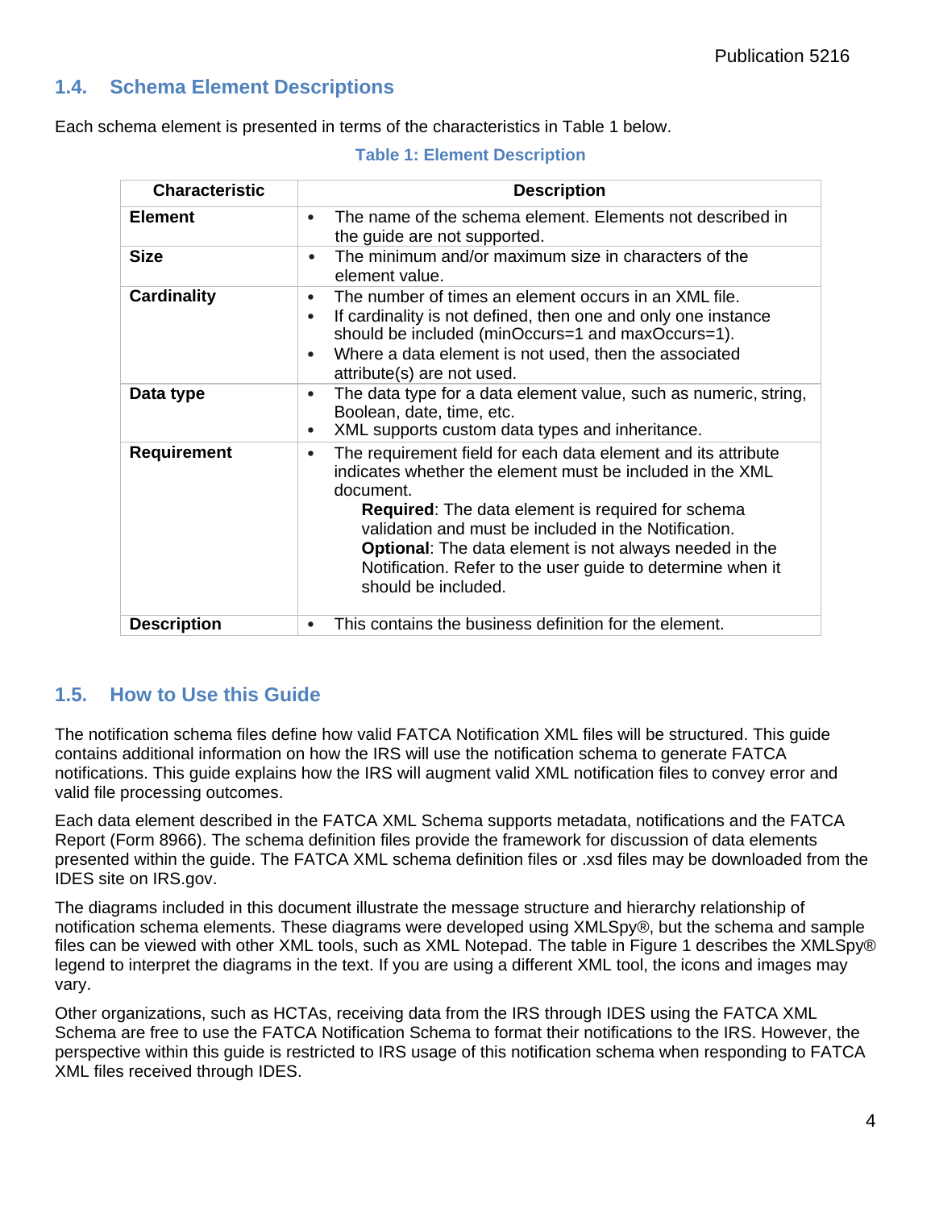## 1.4. Schema Element Descriptions

Each schema element is presented in terms of the characteristics in Table 1 below.

**Table 1: Element Description**

| Characteristic | Description |
|---|---|
| **Element** | • The name of the schema element. Elements not described in the guide are not supported. |
| **Size** | • The minimum and/or maximum size in characters of the element value. |
| **Cardinality** | • The number of times an element occurs in an XML file.<br>• If cardinality is not defined, then one and only one instance should be included (minOccurs=1 and maxOccurs=1).<br>• Where a data element is not used, then the associated attribute(s) are not used. |
| **Data type** | • The data type for a data element value, such as numeric, string, Boolean, date, time, etc.<br>• XML supports custom data types and inheritance. |
| **Requirement** | • The requirement field for each data element and its attribute indicates whether the element must be included in the XML document.<br>**Required**: The data element is required for schema validation and must be included in the Notification.<br>**Optional**: The data element is not always needed in the Notification. Refer to the user guide to determine when it should be included. |
| **Description** | • This contains the business definition for the element. |

## 1.5. How to Use this Guide

The notification schema files define how valid FATCA Notification XML files will be structured. This guide contains additional information on how the IRS will use the notification schema to generate FATCA notifications. This guide explains how the IRS will augment valid XML notification files to convey error and valid file processing outcomes.

Each data element described in the FATCA XML Schema supports metadata, notifications and the FATCA Report (Form 8966). The schema definition files provide the framework for discussion of data elements presented within the guide. The FATCA XML schema definition files or .xsd files may be downloaded from the IDES site on IRS.gov.

The diagrams included in this document illustrate the message structure and hierarchy relationship of notification schema elements. These diagrams were developed using XMLSpy®, but the schema and sample files can be viewed with other XML tools, such as XML Notepad. The table in Figure 1 describes the XMLSpy® legend to interpret the diagrams in the text. If you are using a different XML tool, the icons and images may vary.

Other organizations, such as HCTAs, receiving data from the IRS through IDES using the FATCA XML Schema are free to use the FATCA Notification Schema to format their notifications to the IRS. However, the perspective within this guide is restricted to IRS usage of this notification schema when responding to FATCA XML files received through IDES.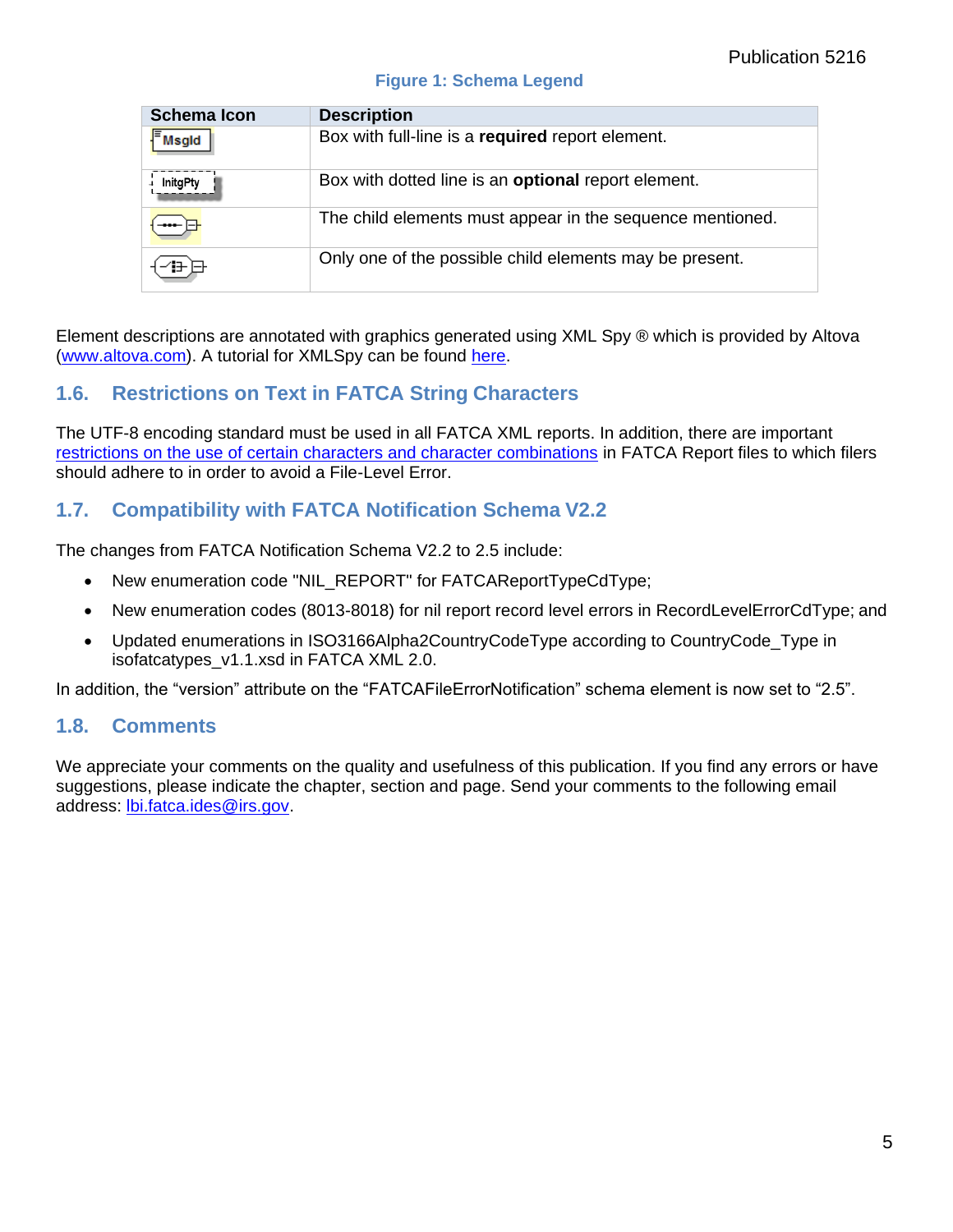**Figure 1: Schema Legend**

| Schema Icon | Description |
|---|---|
| MsgId | Box with full-line is a **required** report element. |
| InitgPty | Box with dotted line is an **optional** report element. |
| | The child elements must appear in the sequence mentioned. |
| | Only one of the possible child elements may be present. |

Element descriptions are annotated with graphics generated using XML Spy ® which is provided by Altova (www.altova.com). A tutorial for XMLSpy can be found here.

## 1.6. Restrictions on Text in FATCA String Characters

The UTF-8 encoding standard must be used in all FATCA XML reports. In addition, there are important restrictions on the use of certain characters and character combinations in FATCA Report files to which filers should adhere to in order to avoid a File-Level Error.

## 1.7. Compatibility with FATCA Notification Schema V2.2

The changes from FATCA Notification Schema V2.2 to 2.5 include:

- New enumeration code "NIL_REPORT" for FATCAReportTypeCdType;
- New enumeration codes (8013-8018) for nil report record level errors in RecordLevelErrorCdType; and
- Updated enumerations in ISO3166Alpha2CountryCodeType according to CountryCode_Type in isofatcatypes_v1.1.xsd in FATCA XML 2.0.

In addition, the "version" attribute on the "FATCAFileErrorNotification" schema element is now set to "2.5".

## 1.8. Comments

We appreciate your comments on the quality and usefulness of this publication. If you find any errors or have suggestions, please indicate the chapter, section and page. Send your comments to the following email address: lbi.fatca.ides@irs.gov.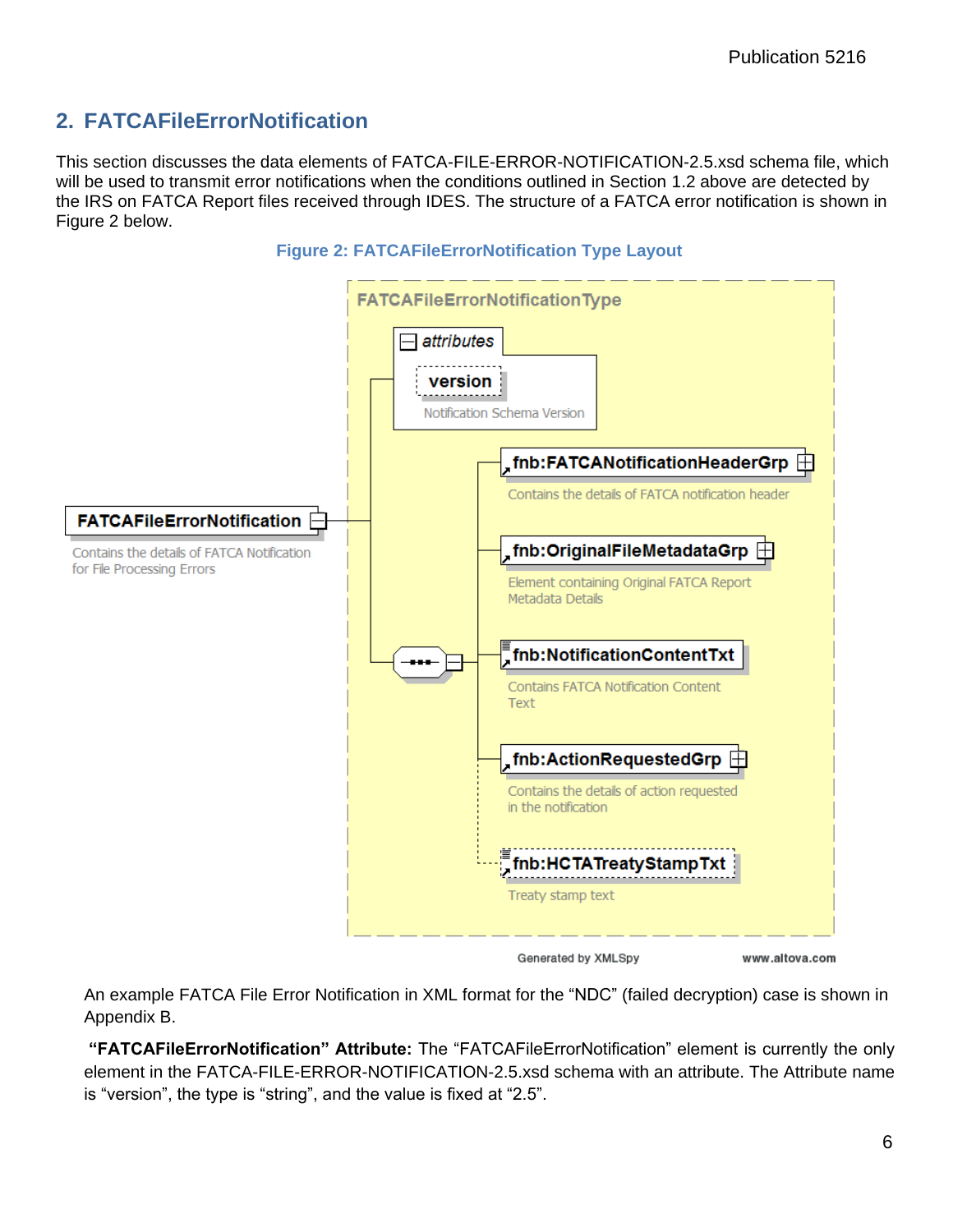## 2. FATCAFileErrorNotification

This section discusses the data elements of FATCA-FILE-ERROR-NOTIFICATION-2.5.xsd schema file, which will be used to transmit error notifications when the conditions outlined in Section 1.2 above are detected by the IRS on FATCA Report files received through IDES. The structure of a FATCA error notification is shown in Figure 2 below.

**Figure 2: FATCAFileErrorNotification Type Layout**

FATCAFileErrorNotificationType

attributes

version

Notification Schema Version

FATCAFileErrorNotification

Contains the details of FATCA Notification for File Processing Errors

fnb:FATCANotificationHeaderGrp

Contains the details of FATCA notification header

fnb:OriginalFileMetadataGrp

Element containing Original FATCA Report Metadata Details

fnb:NotificationContentTxt

Contains FATCA Notification Content Text

fnb:ActionRequestedGrp

Contains the details of action requested in the notification

fnb:HCTATreatyStampTxt

Treaty stamp text

Generated by XMLSpy www.altova.com

An example FATCA File Error Notification in XML format for the "NDC" (failed decryption) case is shown in Appendix B.

**"FATCAFileErrorNotification" Attribute:** The "FATCAFileErrorNotification" element is currently the only element in the FATCA-FILE-ERROR-NOTIFICATION-2.5.xsd schema with an attribute. The Attribute name is "version", the type is "string", and the value is fixed at "2.5".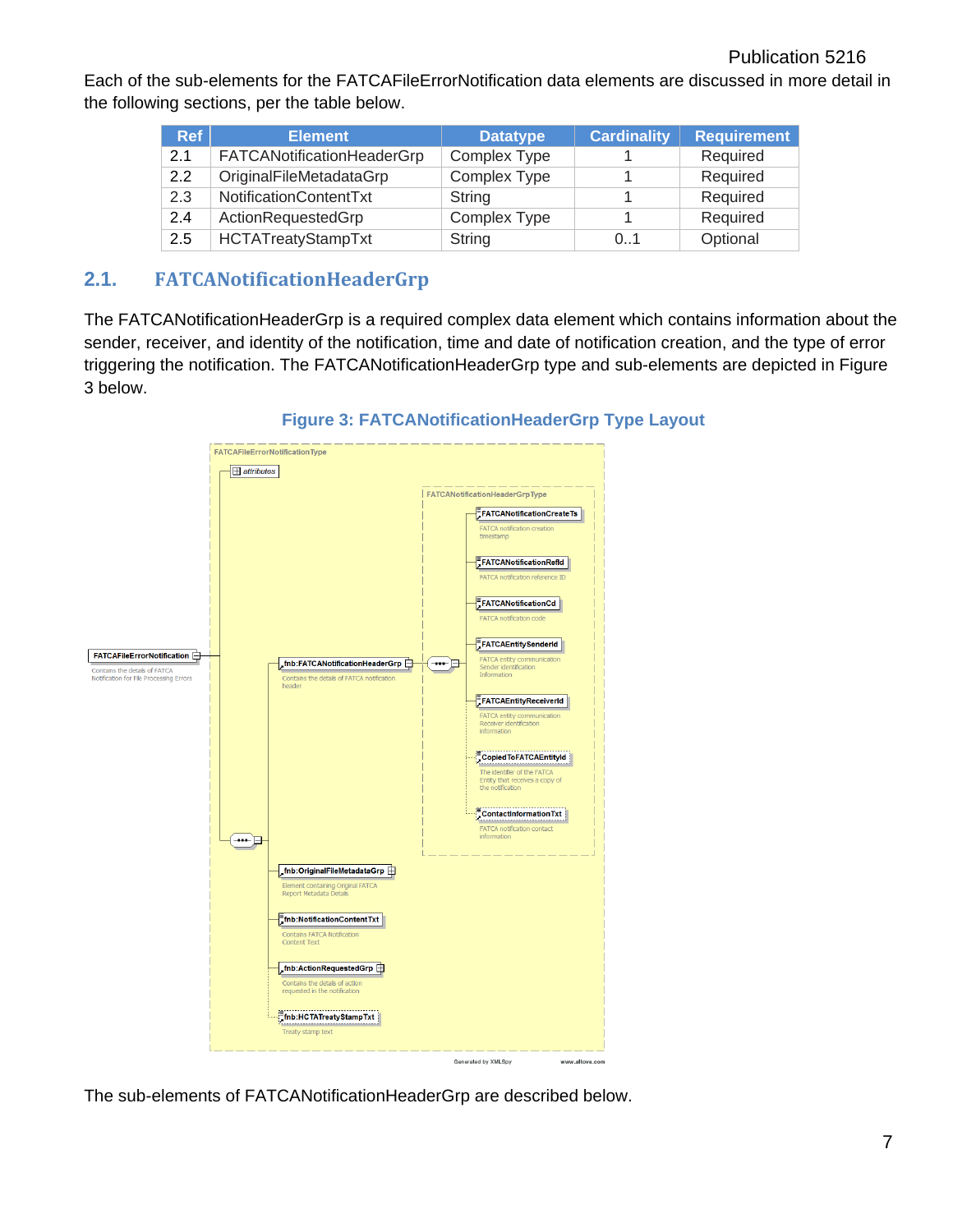Each of the sub-elements for the FATCAFileErrorNotification data elements are discussed in more detail in the following sections, per the table below.

| Ref | Element | Datatype | Cardinality | Requirement |
|---|---|---|---|---|
| 2.1 | FATCANotificationHeaderGrp | Complex Type | 1 | Required |
| 2.2 | OriginalFileMetadataGrp | Complex Type | 1 | Required |
| 2.3 | NotificationContentTxt | String | 1 | Required |
| 2.4 | ActionRequestedGrp | Complex Type | 1 | Required |
| 2.5 | HCTATreatyStampTxt | String | 0..1 | Optional |

## 2.1. FATCANotificationHeaderGrp

The FATCANotificationHeaderGrp is a required complex data element which contains information about the sender, receiver, and identity of the notification, time and date of notification creation, and the type of error triggering the notification. The FATCANotificationHeaderGrp type and sub-elements are depicted in Figure 3 below.

**Figure 3: FATCANotificationHeaderGrp Type Layout**

The sub-elements of FATCANotificationHeaderGrp are described below.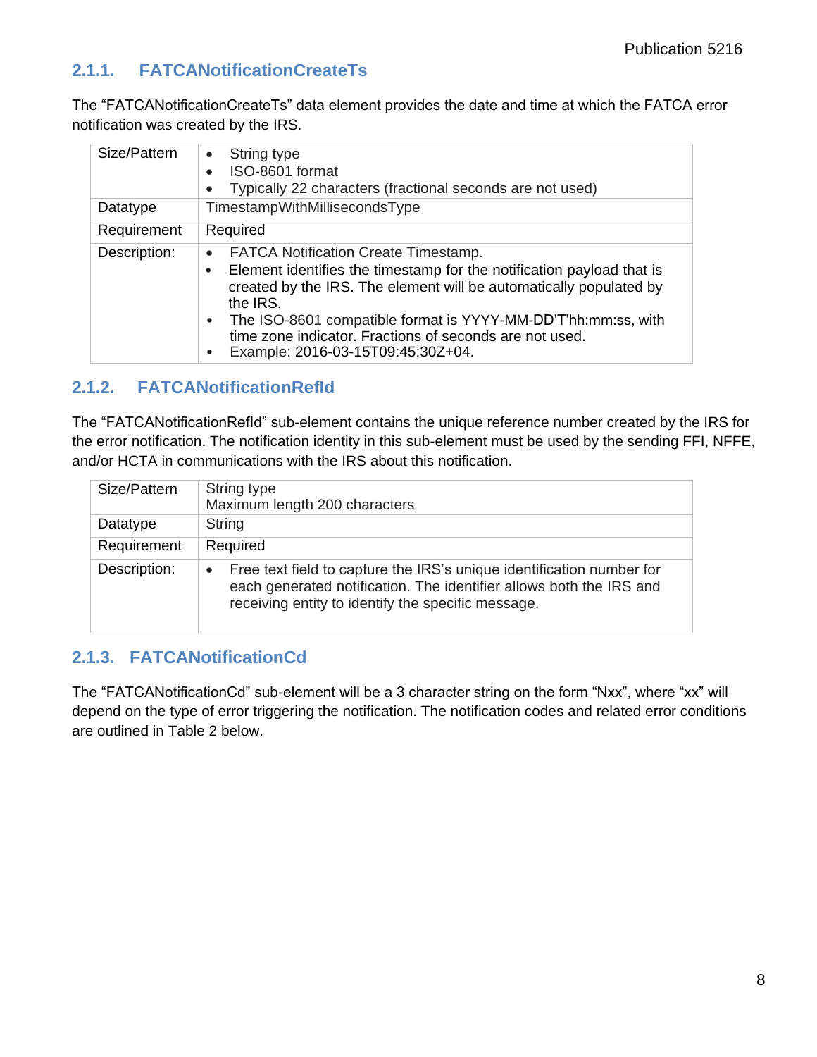### 2.1.1. FATCANotificationCreateTs

The "FATCANotificationCreateTs" data element provides the date and time at which the FATCA error notification was created by the IRS.

| Size/Pattern | • String type<br>• ISO-8601 format<br>• Typically 22 characters (fractional seconds are not used) |
|---|---|
| Datatype | TimestampWithMillisecondsType |
| Requirement | Required |
| Description: | • FATCA Notification Create Timestamp.<br>• Element identifies the timestamp for the notification payload that is created by the IRS. The element will be automatically populated by the IRS.<br>• The ISO-8601 compatible format is YYYY-MM-DD'T'hh:mm:ss, with time zone indicator. Fractions of seconds are not used.<br>• Example: 2016-03-15T09:45:30Z+04. |

### 2.1.2. FATCANotificationRefId

The "FATCANotificationRefId" sub-element contains the unique reference number created by the IRS for the error notification. The notification identity in this sub-element must be used by the sending FFI, NFFE, and/or HCTA in communications with the IRS about this notification.

| Size/Pattern | String type<br>Maximum length 200 characters |
|---|---|
| Datatype | String |
| Requirement | Required |
| Description: | • Free text field to capture the IRS's unique identification number for each generated notification. The identifier allows both the IRS and receiving entity to identify the specific message. |

### 2.1.3. FATCANotificationCd

The "FATCANotificationCd" sub-element will be a 3 character string on the form "Nxx", where "xx" will depend on the type of error triggering the notification. The notification codes and related error conditions are outlined in Table 2 below.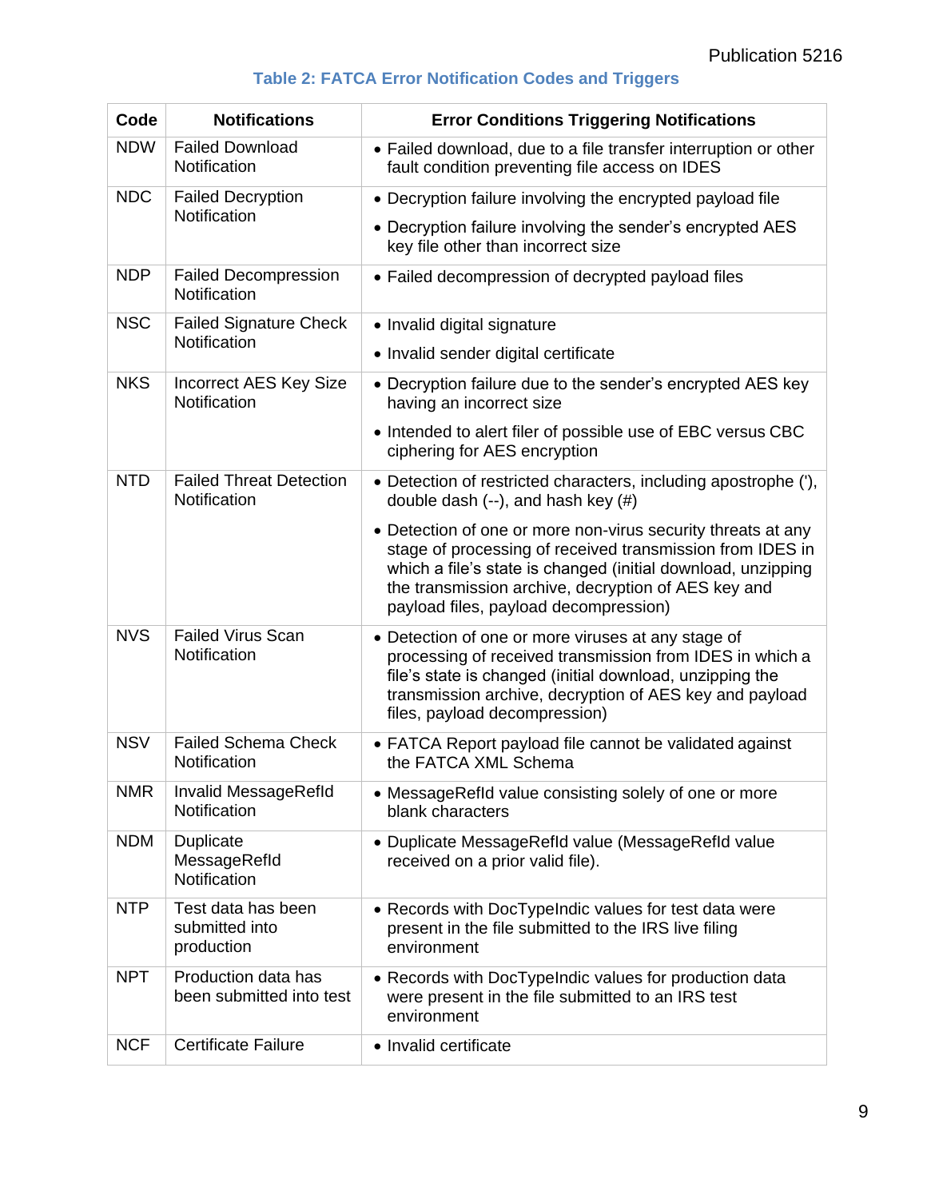**Table 2: FATCA Error Notification Codes and Triggers**

| Code | Notifications | Error Conditions Triggering Notifications |
|---|---|---|
| NDW | Failed Download Notification | • Failed download, due to a file transfer interruption or other fault condition preventing file access on IDES |
| NDC | Failed Decryption Notification | • Decryption failure involving the encrypted payload file<br>• Decryption failure involving the sender's encrypted AES key file other than incorrect size |
| NDP | Failed Decompression Notification | • Failed decompression of decrypted payload files |
| NSC | Failed Signature Check Notification | • Invalid digital signature<br>• Invalid sender digital certificate |
| NKS | Incorrect AES Key Size Notification | • Decryption failure due to the sender's encrypted AES key having an incorrect size<br>• Intended to alert filer of possible use of EBC versus CBC ciphering for AES encryption |
| NTD | Failed Threat Detection Notification | • Detection of restricted characters, including apostrophe ('), double dash (--), and hash key (#)<br>• Detection of one or more non-virus security threats at any stage of processing of received transmission from IDES in which a file's state is changed (initial download, unzipping the transmission archive, decryption of AES key and payload files, payload decompression) |
| NVS | Failed Virus Scan Notification | • Detection of one or more viruses at any stage of processing of received transmission from IDES in which a file's state is changed (initial download, unzipping the transmission archive, decryption of AES key and payload files, payload decompression) |
| NSV | Failed Schema Check Notification | • FATCA Report payload file cannot be validated against the FATCA XML Schema |
| NMR | Invalid MessageRefId Notification | • MessageRefId value consisting solely of one or more blank characters |
| NDM | Duplicate MessageRefId Notification | • Duplicate MessageRefId value (MessageRefId value received on a prior valid file). |
| NTP | Test data has been submitted into production | • Records with DocTypeIndic values for test data were present in the file submitted to the IRS live filing environment |
| NPT | Production data has been submitted into test | • Records with DocTypeIndic values for production data were present in the file submitted to an IRS test environment |
| NCF | Certificate Failure | • Invalid certificate |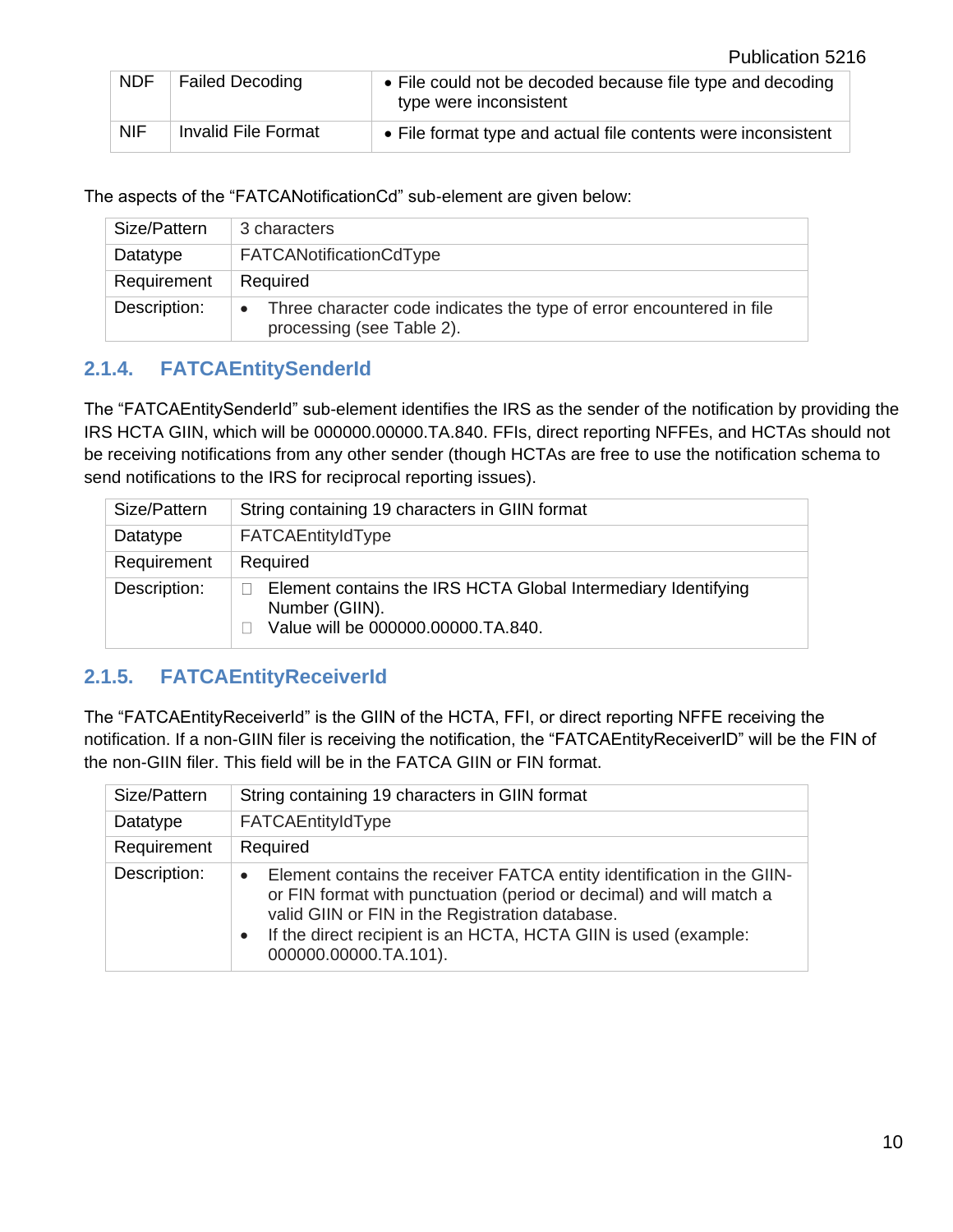| NDF | Failed Decoding | • File could not be decoded because file type and decoding type were inconsistent |
|---|---|---|
| NIF | Invalid File Format | • File format type and actual file contents were inconsistent |

The aspects of the "FATCANotificationCd" sub-element are given below:

| Size/Pattern | 3 characters |
|---|---|
| Datatype | FATCANotificationCdType |
| Requirement | Required |
| Description: | • Three character code indicates the type of error encountered in file processing (see Table 2). |

### 2.1.4. FATCAEntitySenderId

The "FATCAEntitySenderId" sub-element identifies the IRS as the sender of the notification by providing the IRS HCTA GIIN, which will be 000000.00000.TA.840. FFIs, direct reporting NFFEs, and HCTAs should not be receiving notifications from any other sender (though HCTAs are free to use the notification schema to send notifications to the IRS for reciprocal reporting issues).

| Size/Pattern | String containing 19 characters in GIIN format |
|---|---|
| Datatype | FATCAEntityIdType |
| Requirement | Required |
| Description: | • Element contains the IRS HCTA Global Intermediary Identifying Number (GIIN).<br>• Value will be 000000.00000.TA.840. |

### 2.1.5. FATCAEntityReceiverId

The "FATCAEntityReceiverId" is the GIIN of the HCTA, FFI, or direct reporting NFFE receiving the notification. If a non-GIIN filer is receiving the notification, the "FATCAEntityReceiverID" will be the FIN of the non-GIIN filer. This field will be in the FATCA GIIN or FIN format.

| Size/Pattern | String containing 19 characters in GIIN format |
|---|---|
| Datatype | FATCAEntityIdType |
| Requirement | Required |
| Description: | • Element contains the receiver FATCA entity identification in the GIIN- or FIN format with punctuation (period or decimal) and will match a valid GIIN or FIN in the Registration database.<br>• If the direct recipient is an HCTA, HCTA GIIN is used (example: 000000.00000.TA.101). |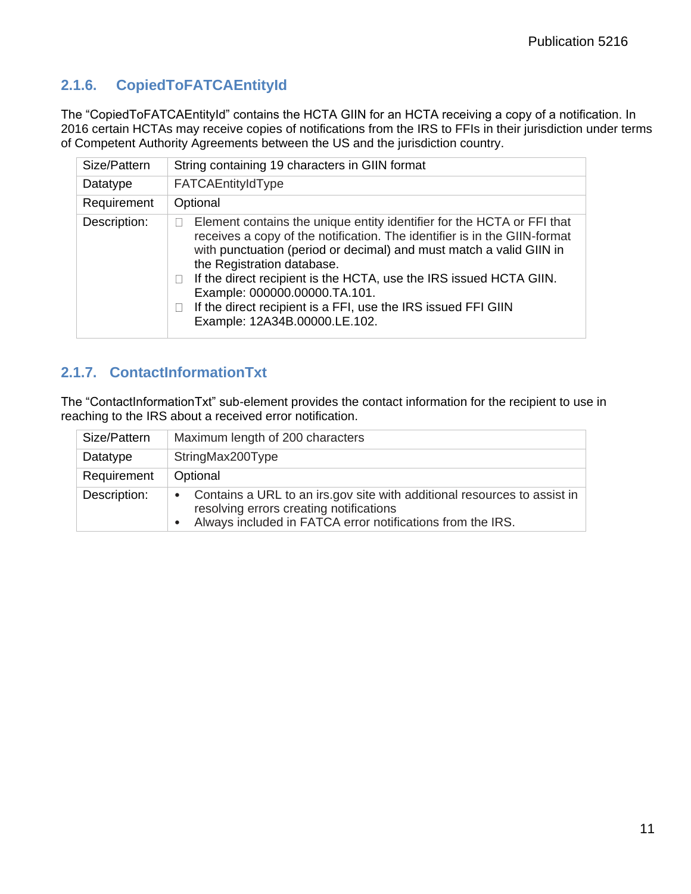### 2.1.6. CopiedToFATCAEntityId

The "CopiedToFATCAEntityId" contains the HCTA GIIN for an HCTA receiving a copy of a notification. In 2016 certain HCTAs may receive copies of notifications from the IRS to FFIs in their jurisdiction under terms of Competent Authority Agreements between the US and the jurisdiction country.

| | |
|---|---|
| Size/Pattern | String containing 19 characters in GIIN format |
| Datatype | FATCAEntityIdType |
| Requirement | Optional |
| Description: | <ul><li>Element contains the unique entity identifier for the HCTA or FFI that receives a copy of the notification. The identifier is in the GIIN-format with punctuation (period or decimal) and must match a valid GIIN in the Registration database.</li><li>If the direct recipient is the HCTA, use the IRS issued HCTA GIIN. Example: 000000.00000.TA.101.</li><li>If the direct recipient is a FFI, use the IRS issued FFI GIIN Example: 12A34B.00000.LE.102.</li></ul> |

### 2.1.7. ContactInformationTxt

The "ContactInformationTxt" sub-element provides the contact information for the recipient to use in reaching to the IRS about a received error notification.

| | |
|---|---|
| Size/Pattern | Maximum length of 200 characters |
| Datatype | StringMax200Type |
| Requirement | Optional |
| Description: | <ul><li>Contains a URL to an irs.gov site with additional resources to assist in resolving errors creating notifications</li><li>Always included in FATCA error notifications from the IRS.</li></ul> |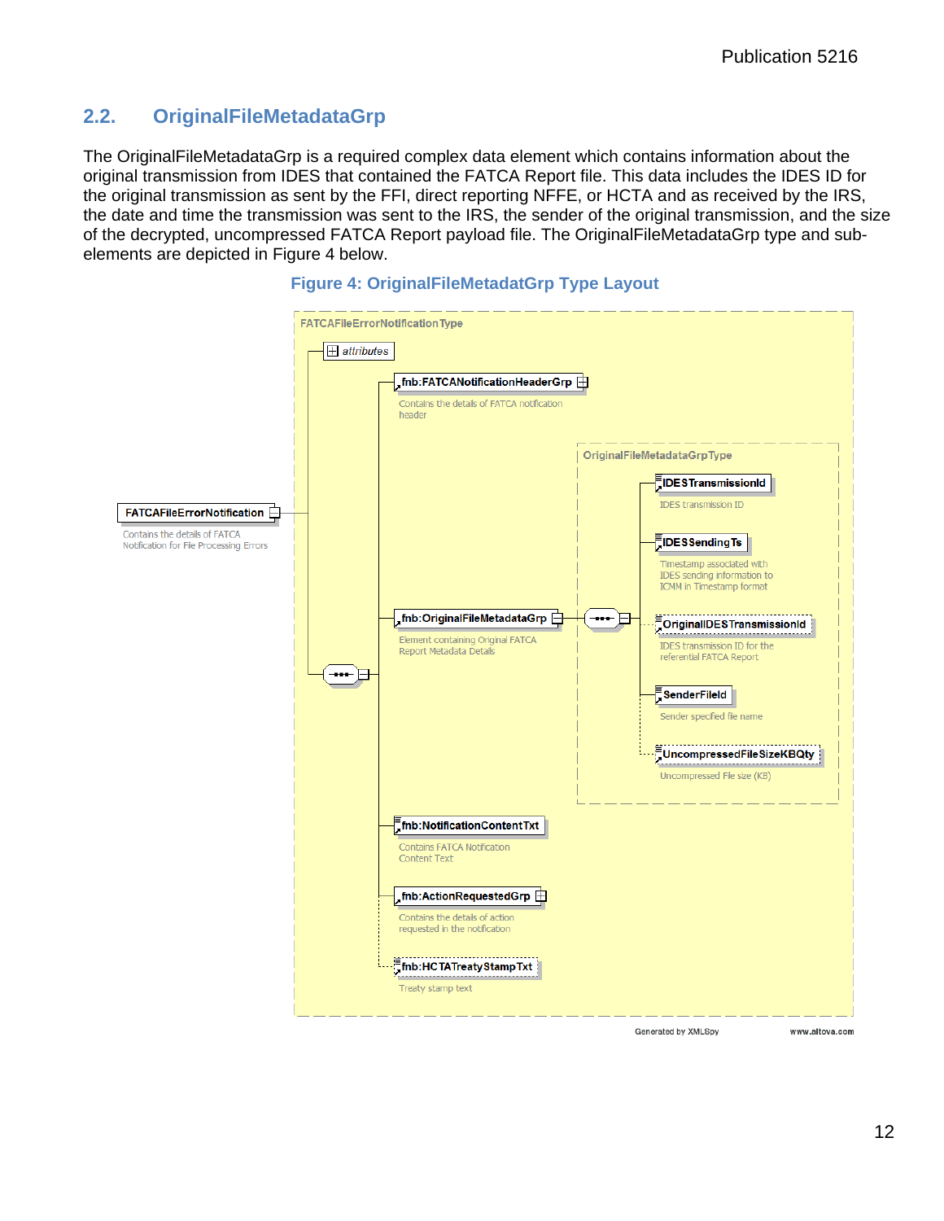## 2.2. OriginalFileMetadataGrp

The OriginalFileMetadataGrp is a required complex data element which contains information about the original transmission from IDES that contained the FATCA Report file. This data includes the IDES ID for the original transmission as sent by the FFI, direct reporting NFFE, or HCTA and as received by the IRS, the date and time the transmission was sent to the IRS, the sender of the original transmission, and the size of the decrypted, uncompressed FATCA Report payload file. The OriginalFileMetadataGrp type and sub-elements are depicted in Figure 4 below.

**Figure 4: OriginalFileMetadatGrp Type Layout**

FATCAFileErrorNotificationType

- attributes
- FATCAFileErrorNotification — Contains the details of FATCA Notification for File Processing Errors
  - fnb:FATCANotificationHeaderGrp — Contains the details of FATCA notification header
  - fnb:OriginalFileMetadataGrp — Element containing Original FATCA Report Metadata Details
    - OriginalFileMetadataGrpType
      - IDESTransmissionId — IDES transmission ID
      - IDESSendingTs — Timestamp associated with IDES sending information to ICMM in Timestamp format
      - OriginalIDESTransmissionId — IDES transmission ID for the referential FATCA Report
      - SenderFileId — Sender specified file name
      - UncompressedFileSizeKBQty — Uncompressed File size (KB)
  - fnb:NotificationContentTxt — Contains FATCA Notification Content Text
  - fnb:ActionRequestedGrp — Contains the details of action requested in the notification
  - fnb:HCTATreatyStampTxt — Treaty stamp text

Generated by XMLSpy www.altova.com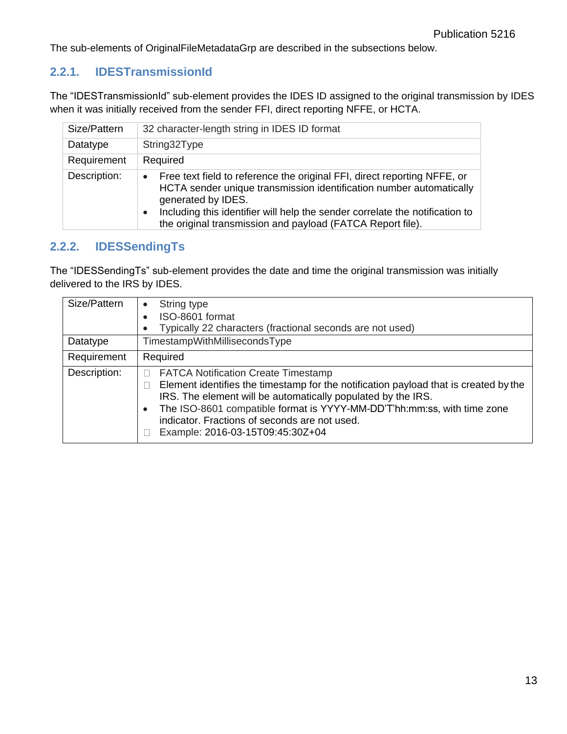The sub-elements of OriginalFileMetadataGrp are described in the subsections below.

### 2.2.1. IDESTransmissionId

The “IDESTransmissionId” sub-element provides the IDES ID assigned to the original transmission by IDES when it was initially received from the sender FFI, direct reporting NFFE, or HCTA.

| Size/Pattern | 32 character-length string in IDES ID format |
|---|---|
| Datatype | String32Type |
| Requirement | Required |
| Description: | • Free text field to reference the original FFI, direct reporting NFFE, or HCTA sender unique transmission identification number automatically generated by IDES.<br>• Including this identifier will help the sender correlate the notification to the original transmission and payload (FATCA Report file). |

### 2.2.2. IDESSendingTs

The “IDESSendingTs” sub-element provides the date and time the original transmission was initially delivered to the IRS by IDES.

| Size/Pattern | • String type<br>• ISO-8601 format<br>• Typically 22 characters (fractional seconds are not used) |
|---|---|
| Datatype | TimestampWithMillisecondsType |
| Requirement | Required |
| Description: | • FATCA Notification Create Timestamp<br>• Element identifies the timestamp for the notification payload that is created by the IRS. The element will be automatically populated by the IRS.<br>• The ISO-8601 compatible format is YYYY-MM-DD’T’hh:mm:ss, with time zone indicator. Fractions of seconds are not used.<br>• Example: 2016-03-15T09:45:30Z+04 |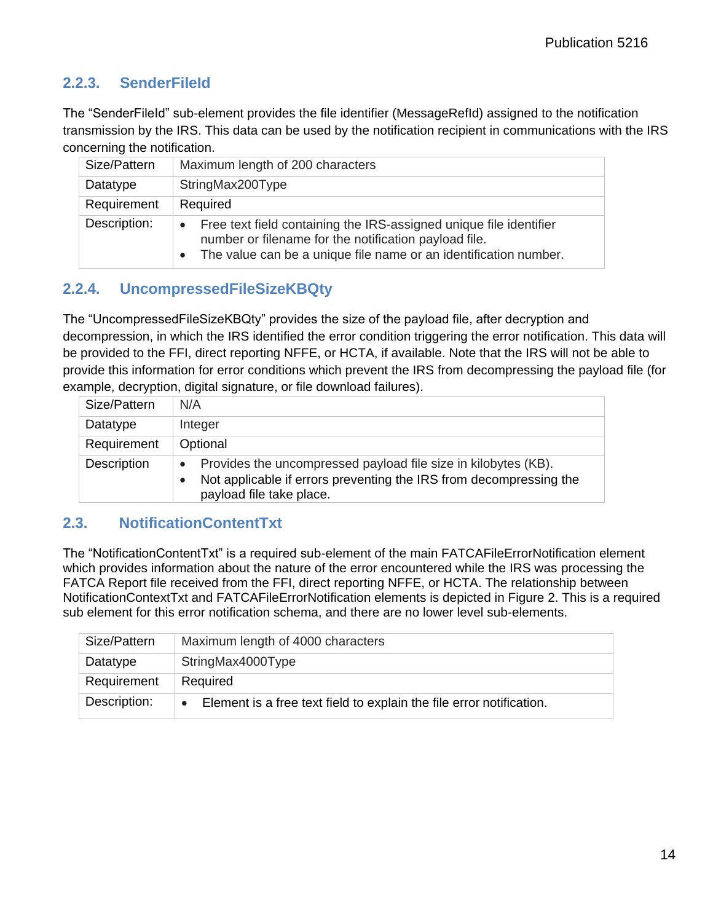### 2.2.3. SenderFileId

The “SenderFileId” sub-element provides the file identifier (MessageRefId) assigned to the notification transmission by the IRS. This data can be used by the notification recipient in communications with the IRS concerning the notification.

| Size/Pattern | Maximum length of 200 characters |
|---|---|
| Datatype | StringMax200Type |
| Requirement | Required |
| Description: | • Free text field containing the IRS-assigned unique file identifier number or filename for the notification payload file.<br>• The value can be a unique file name or an identification number. |

### 2.2.4. UncompressedFileSizeKBQty

The “UncompressedFileSizeKBQty” provides the size of the payload file, after decryption and decompression, in which the IRS identified the error condition triggering the error notification. This data will be provided to the FFI, direct reporting NFFE, or HCTA, if available. Note that the IRS will not be able to provide this information for error conditions which prevent the IRS from decompressing the payload file (for example, decryption, digital signature, or file download failures).

| Size/Pattern | N/A |
|---|---|
| Datatype | Integer |
| Requirement | Optional |
| Description | • Provides the uncompressed payload file size in kilobytes (KB).<br>• Not applicable if errors preventing the IRS from decompressing the payload file take place. |

## 2.3. NotificationContentTxt

The “NotificationContentTxt” is a required sub-element of the main FATCAFileErrorNotification element which provides information about the nature of the error encountered while the IRS was processing the FATCA Report file received from the FFI, direct reporting NFFE, or HCTA. The relationship between NotificationContextTxt and FATCAFileErrorNotification elements is depicted in Figure 2. This is a required sub element for this error notification schema, and there are no lower level sub-elements.

| Size/Pattern | Maximum length of 4000 characters |
|---|---|
| Datatype | StringMax4000Type |
| Requirement | Required |
| Description: | • Element is a free text field to explain the file error notification. |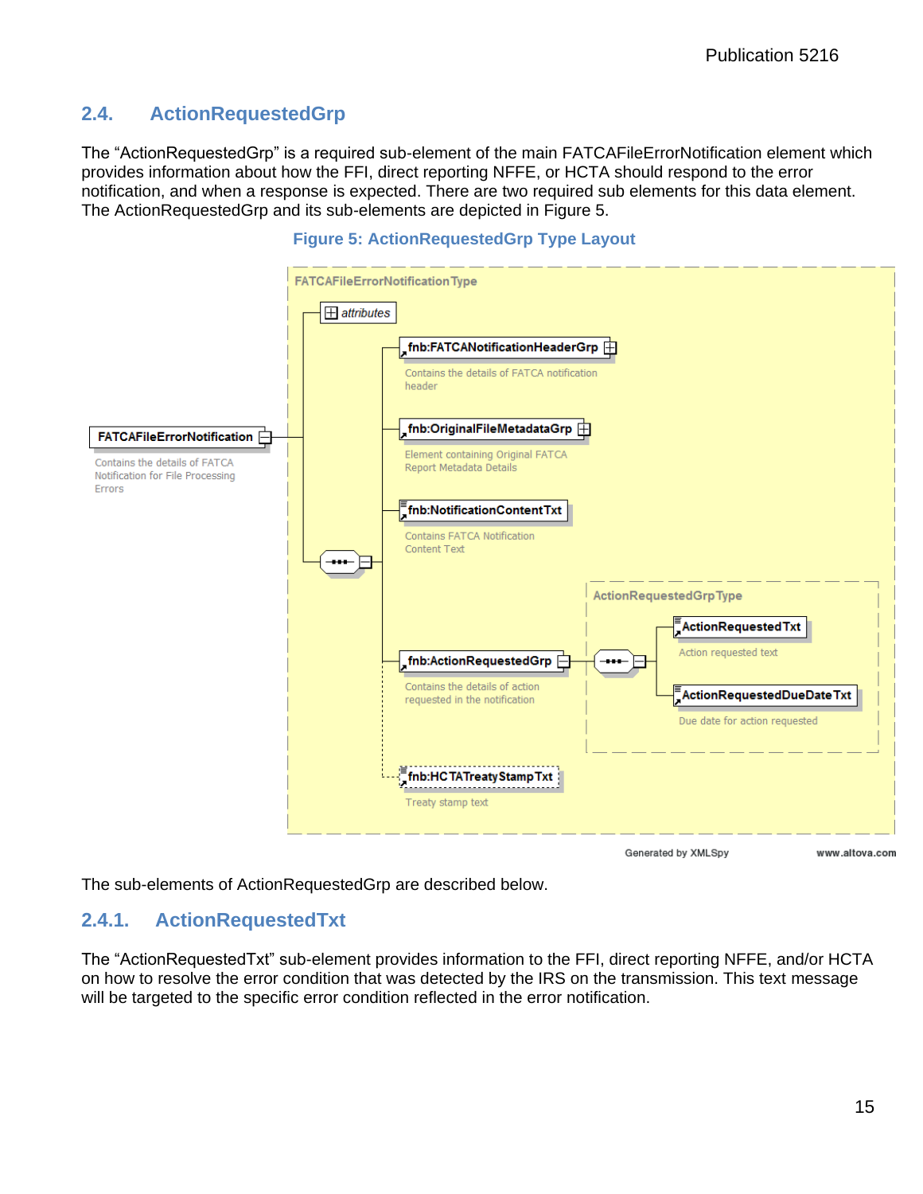## 2.4. ActionRequestedGrp

The “ActionRequestedGrp” is a required sub-element of the main FATCAFileErrorNotification element which provides information about how the FFI, direct reporting NFFE, or HCTA should respond to the error notification, and when a response is expected. There are two required sub elements for this data element. The ActionRequestedGrp and its sub-elements are depicted in Figure 5.

**Figure 5: ActionRequestedGrp Type Layout**

FATCAFileErrorNotificationType

attributes

fnb:FATCANotificationHeaderGrp
Contains the details of FATCA notification header

FATCAFileErrorNotification
Contains the details of FATCA Notification for File Processing Errors

fnb:OriginalFileMetadataGrp
Element containing Original FATCA Report Metadata Details

fnb:NotificationContentTxt
Contains FATCA Notification Content Text

ActionRequestedGrpType

ActionRequestedTxt
Action requested text

fnb:ActionRequestedGrp
Contains the details of action requested in the notification

ActionRequestedDueDateTxt
Due date for action requested

fnb:HCTATreatyStampTxt
Treaty stamp text

Generated by XMLSpy www.altova.com

The sub-elements of ActionRequestedGrp are described below.

### 2.4.1. ActionRequestedTxt

The “ActionRequestedTxt” sub-element provides information to the FFI, direct reporting NFFE, and/or HCTA on how to resolve the error condition that was detected by the IRS on the transmission. This text message will be targeted to the specific error condition reflected in the error notification.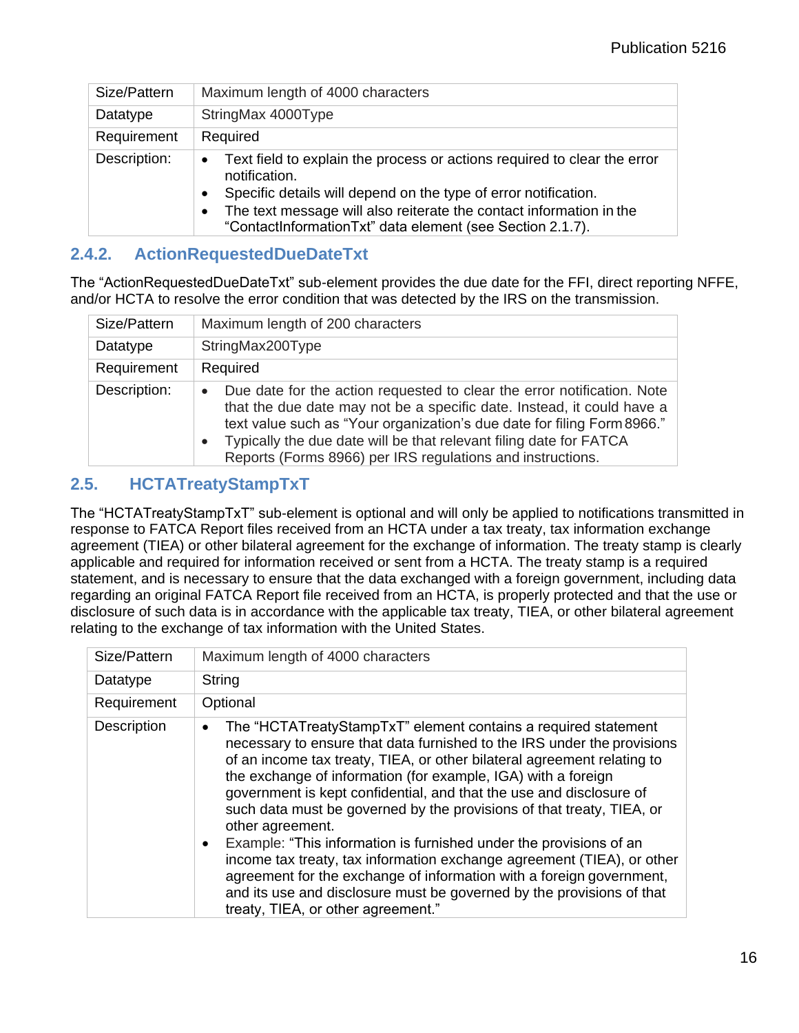| Size/Pattern | Maximum length of 4000 characters |
| --- | --- |
| Datatype | StringMax 4000Type |
| Requirement | Required |
| Description: | • Text field to explain the process or actions required to clear the error notification.<br>• Specific details will depend on the type of error notification.<br>• The text message will also reiterate the contact information in the "ContactInformationTxt" data element (see Section 2.1.7). |

### 2.4.2. ActionRequestedDueDateTxt

The "ActionRequestedDueDateTxt" sub-element provides the due date for the FFI, direct reporting NFFE, and/or HCTA to resolve the error condition that was detected by the IRS on the transmission.

| Size/Pattern | Maximum length of 200 characters |
| --- | --- |
| Datatype | StringMax200Type |
| Requirement | Required |
| Description: | • Due date for the action requested to clear the error notification. Note that the due date may not be a specific date. Instead, it could have a text value such as "Your organization's due date for filing Form 8966."<br>• Typically the due date will be that relevant filing date for FATCA Reports (Forms 8966) per IRS regulations and instructions. |

## 2.5. HCTATreatyStampTxT

The "HCTATreatyStampTxT" sub-element is optional and will only be applied to notifications transmitted in response to FATCA Report files received from an HCTA under a tax treaty, tax information exchange agreement (TIEA) or other bilateral agreement for the exchange of information. The treaty stamp is clearly applicable and required for information received or sent from a HCTA. The treaty stamp is a required statement, and is necessary to ensure that the data exchanged with a foreign government, including data regarding an original FATCA Report file received from an HCTA, is properly protected and that the use or disclosure of such data is in accordance with the applicable tax treaty, TIEA, or other bilateral agreement relating to the exchange of tax information with the United States.

| Size/Pattern | Maximum length of 4000 characters |
| --- | --- |
| Datatype | String |
| Requirement | Optional |
| Description | • The "HCTATreatyStampTxT" element contains a required statement necessary to ensure that data furnished to the IRS under the provisions of an income tax treaty, TIEA, or other bilateral agreement relating to the exchange of information (for example, IGA) with a foreign government is kept confidential, and that the use and disclosure of such data must be governed by the provisions of that treaty, TIEA, or other agreement.<br>• Example: "This information is furnished under the provisions of an income tax treaty, tax information exchange agreement (TIEA), or other agreement for the exchange of information with a foreign government, and its use and disclosure must be governed by the provisions of that treaty, TIEA, or other agreement." |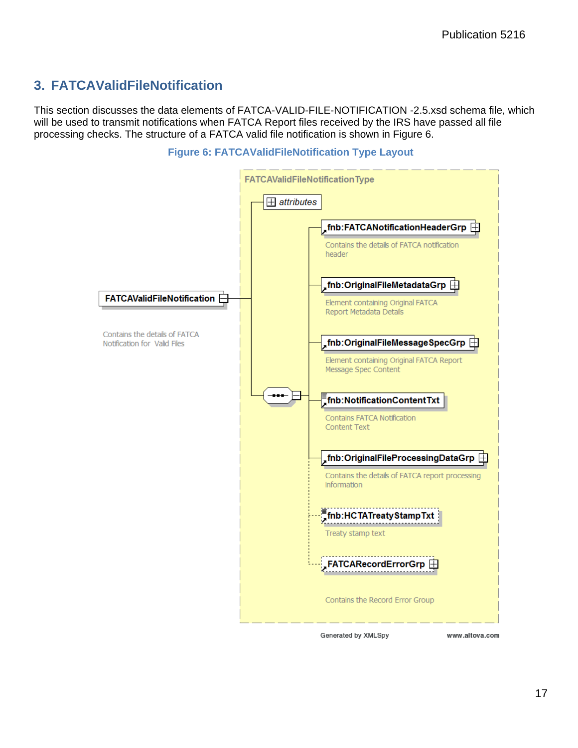## 3. FATCAValidFileNotification

This section discusses the data elements of FATCA-VALID-FILE-NOTIFICATION -2.5.xsd schema file, which will be used to transmit notifications when FATCA Report files received by the IRS have passed all file processing checks. The structure of a FATCA valid file notification is shown in Figure 6.

**Figure 6: FATCAValidFileNotification Type Layout**

FATCAValidFileNotificationType

attributes

FATCAValidFileNotification

Contains the details of FATCA Notification for Valid Files

fnb:FATCANotificationHeaderGrp

Contains the details of FATCA notification header

fnb:OriginalFileMetadataGrp

Element containing Original FATCA Report Metadata Details

fnb:OriginalFileMessageSpecGrp

Element containing Original FATCA Report Message Spec Content

fnb:NotificationContentTxt

Contains FATCA Notification Content Text

fnb:OriginalFileProcessingDataGrp

Contains the details of FATCA report processing information

fnb:HCTATreatyStampTxt

Treaty stamp text

FATCARecordErrorGrp

Contains the Record Error Group

Generated by XMLSpy www.altova.com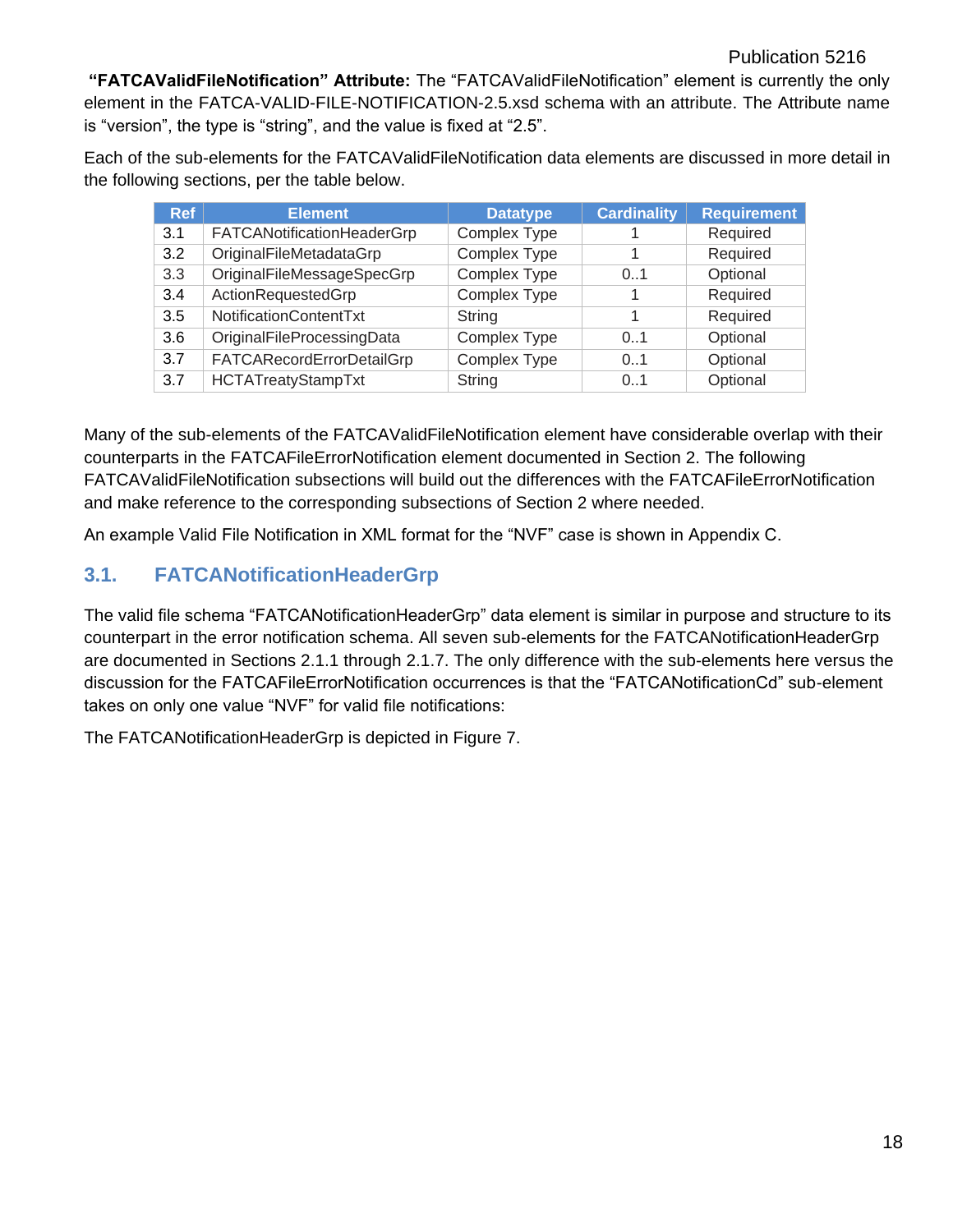**"FATCAValidFileNotification" Attribute:** The "FATCAValidFileNotification" element is currently the only element in the FATCA-VALID-FILE-NOTIFICATION-2.5.xsd schema with an attribute. The Attribute name is "version", the type is "string", and the value is fixed at "2.5".

Each of the sub-elements for the FATCAValidFileNotification data elements are discussed in more detail in the following sections, per the table below.

| Ref | Element | Datatype | Cardinality | Requirement |
|---|---|---|---|---|
| 3.1 | FATCANotificationHeaderGrp | Complex Type | 1 | Required |
| 3.2 | OriginalFileMetadataGrp | Complex Type | 1 | Required |
| 3.3 | OriginalFileMessageSpecGrp | Complex Type | 0..1 | Optional |
| 3.4 | ActionRequestedGrp | Complex Type | 1 | Required |
| 3.5 | NotificationContentTxt | String | 1 | Required |
| 3.6 | OriginalFileProcessingData | Complex Type | 0..1 | Optional |
| 3.7 | FATCARecordErrorDetailGrp | Complex Type | 0..1 | Optional |
| 3.7 | HCTATreatyStampTxt | String | 0..1 | Optional |

Many of the sub-elements of the FATCAValidFileNotification element have considerable overlap with their counterparts in the FATCAFileErrorNotification element documented in Section 2. The following FATCAValidFileNotification subsections will build out the differences with the FATCAFileErrorNotification and make reference to the corresponding subsections of Section 2 where needed.

An example Valid File Notification in XML format for the "NVF" case is shown in Appendix C.

## 3.1. FATCANotificationHeaderGrp

The valid file schema "FATCANotificationHeaderGrp" data element is similar in purpose and structure to its counterpart in the error notification schema. All seven sub-elements for the FATCANotificationHeaderGrp are documented in Sections 2.1.1 through 2.1.7. The only difference with the sub-elements here versus the discussion for the FATCAFileErrorNotification occurrences is that the "FATCANotificationCd" sub-element takes on only one value "NVF" for valid file notifications:

The FATCANotificationHeaderGrp is depicted in Figure 7.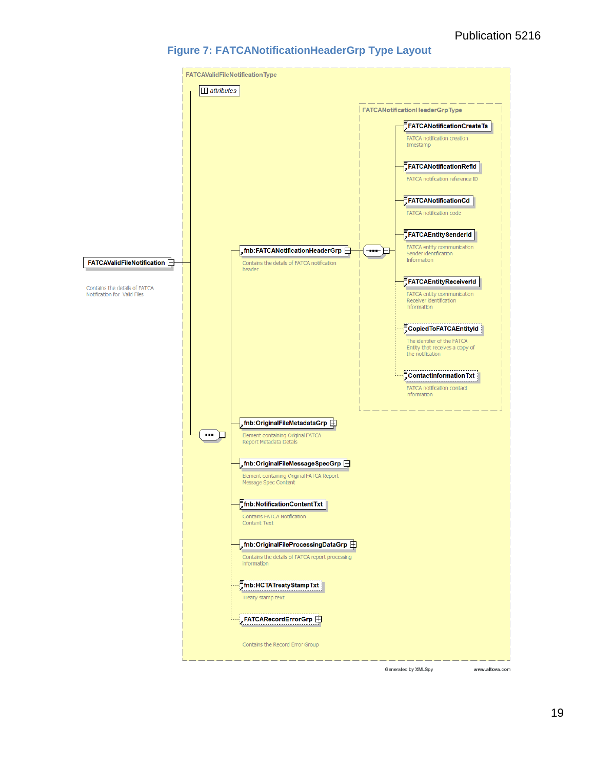## Figure 7: FATCANotificationHeaderGrp Type Layout

FATCAValidFileNotificationType

attributes

FATCAValidFileNotification — Contains the details of FATCA Notification for Valid Files

fnb:FATCANotificationHeaderGrp — Contains the details of FATCA notification header

FATCANotificationHeaderGrpType

- FATCANotificationCreateTs — FATCA notification creation timestamp
- FATCANotificationRefId — FATCA notification reference ID
- FATCANotificationCd — FATCA notification code
- FATCAEntitySenderId — FATCA entity communication Sender identification Information
- FATCAEntityReceiverId — FATCA entity communication Receiver identification information
- CopiedToFATCAEntityId — The identifier of the FATCA Entity that receives a copy of the notification
- ContactInformationTxt — FATCA notification contact information

- fnb:OriginalFileMetadataGrp — Element containing Original FATCA Report Metadata Details
- fnb:OriginalFileMessageSpecGrp — Element containing Original FATCA Report Message Spec Content
- fnb:NotificationContentTxt — Contains FATCA Notification Content Text
- fnb:OriginalFileProcessingDataGrp — Contains the details of FATCA report processing information
- fnb:HCTATreatyStampTxt — Treaty stamp text
- FATCARecordErrorGrp — Contains the Record Error Group

Generated by XMLSpy www.altova.com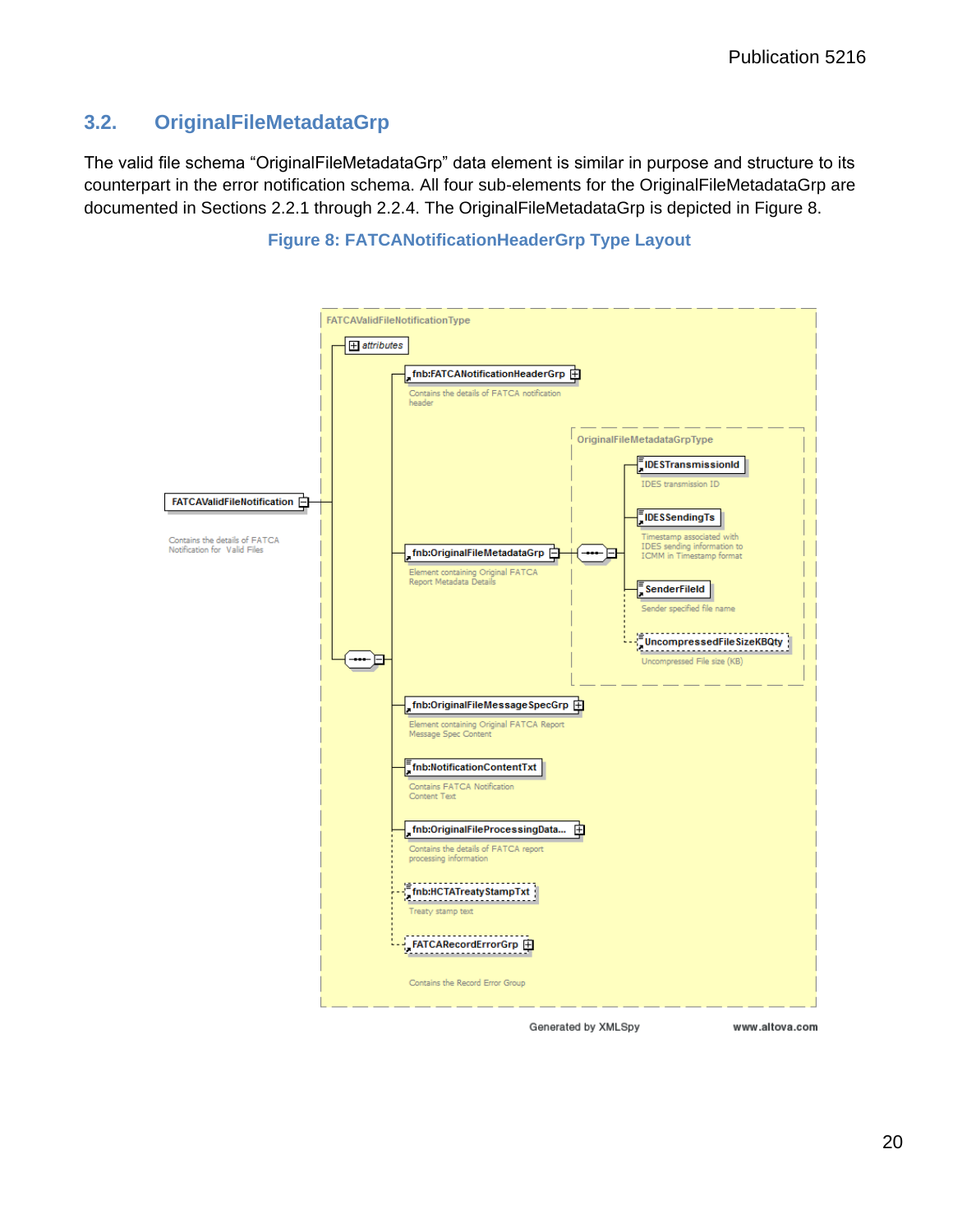## 3.2. OriginalFileMetadataGrp

The valid file schema “OriginalFileMetadataGrp” data element is similar in purpose and structure to its counterpart in the error notification schema. All four sub-elements for the OriginalFileMetadataGrp are documented in Sections 2.2.1 through 2.2.4. The OriginalFileMetadataGrp is depicted in Figure 8.

**Figure 8: FATCANotificationHeaderGrp Type Layout**

FATCAValidFileNotificationType

attributes

fnb:FATCANotificationHeaderGrp
Contains the details of FATCA notification header

FATCAValidFileNotification
Contains the details of FATCA Notification for Valid Files

fnb:OriginalFileMetadataGrp
Element containing Original FATCA Report Metadata Details

OriginalFileMetadataGrpType

IDESTransmissionId
IDES transmission ID

IDESSendingTs
Timestamp associated with IDES sending information to ICMM in Timestamp format

SenderFileId
Sender specified file name

UncompressedFileSizeKBQty
Uncompressed File size (KB)

fnb:OriginalFileMessageSpecGrp
Element containing Original FATCA Report Message Spec Content

fnb:NotificationContentTxt
Contains FATCA Notification Content Text

fnb:OriginalFileProcessingData...
Contains the details of FATCA report processing information

fnb:HCTATreatyStampTxt
Treaty stamp text

FATCARecordErrorGrp
Contains the Record Error Group

Generated by XMLSpy www.altova.com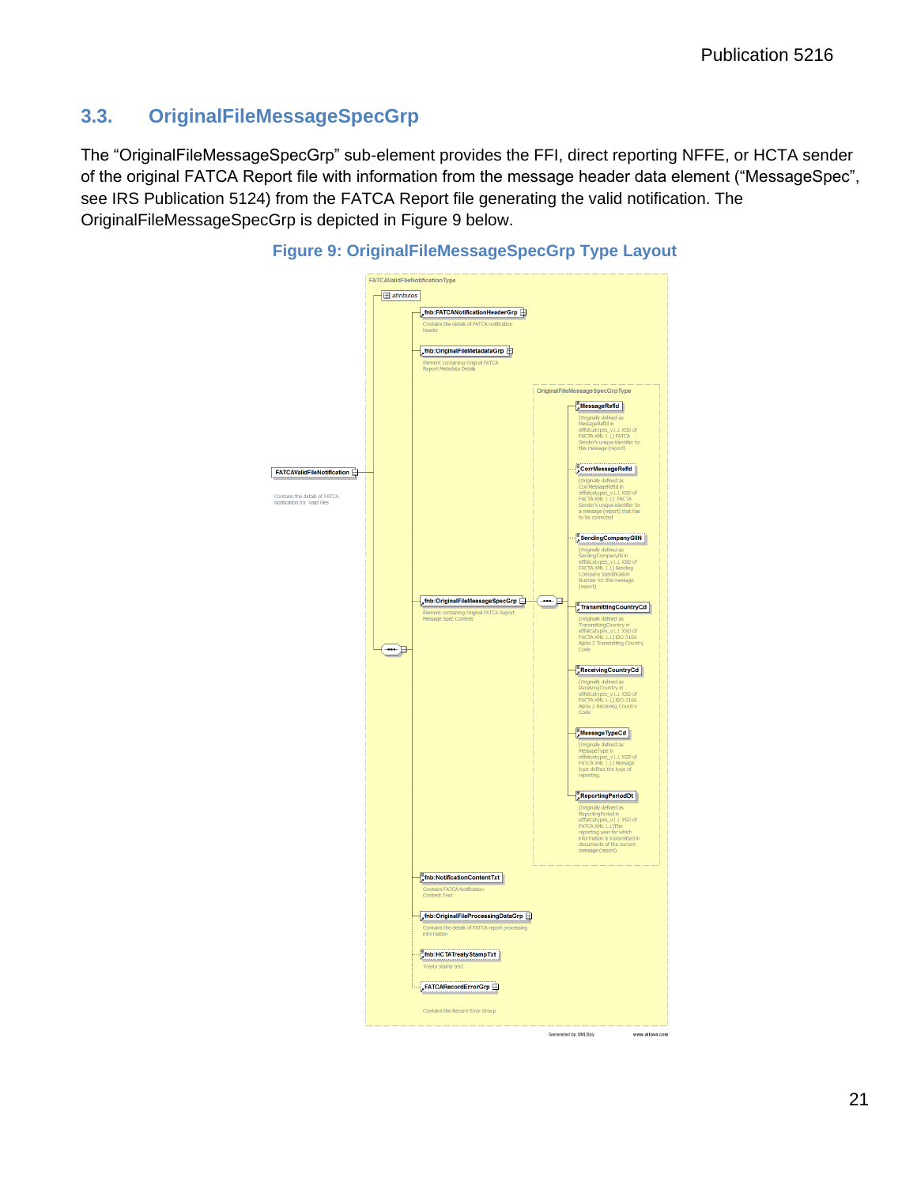## 3.3. OriginalFileMessageSpecGrp

The "OriginalFileMessageSpecGrp" sub-element provides the FFI, direct reporting NFFE, or HCTA sender of the original FATCA Report file with information from the message header data element ("MessageSpec", see IRS Publication 5124) from the FATCA Report file generating the valid notification. The OriginalFileMessageSpecGrp is depicted in Figure 9 below.

**Figure 9: OriginalFileMessageSpecGrp Type Layout**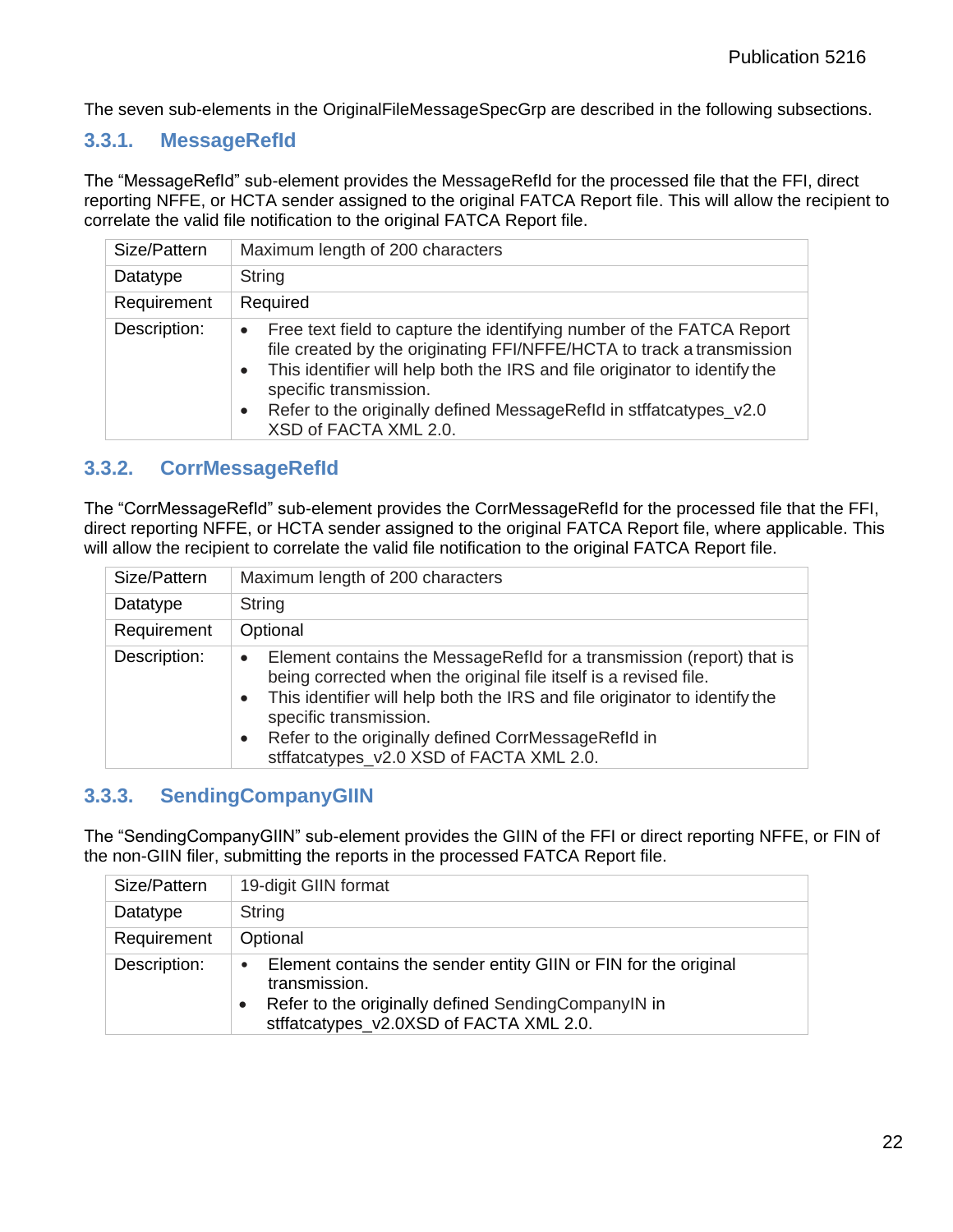The seven sub-elements in the OriginalFileMessageSpecGrp are described in the following subsections.

### 3.3.1. MessageRefId

The “MessageRefId” sub-element provides the MessageRefId for the processed file that the FFI, direct reporting NFFE, or HCTA sender assigned to the original FATCA Report file. This will allow the recipient to correlate the valid file notification to the original FATCA Report file.

| Size/Pattern | Maximum length of 200 characters |
|---|---|
| Datatype | String |
| Requirement | Required |
| Description: | • Free text field to capture the identifying number of the FATCA Report file created by the originating FFI/NFFE/HCTA to track a transmission<br>• This identifier will help both the IRS and file originator to identify the specific transmission.<br>• Refer to the originally defined MessageRefId in stffatcatypes_v2.0 XSD of FACTA XML 2.0. |

### 3.3.2. CorrMessageRefId

The “CorrMessageRefId” sub-element provides the CorrMessageRefId for the processed file that the FFI, direct reporting NFFE, or HCTA sender assigned to the original FATCA Report file, where applicable. This will allow the recipient to correlate the valid file notification to the original FATCA Report file.

| Size/Pattern | Maximum length of 200 characters |
|---|---|
| Datatype | String |
| Requirement | Optional |
| Description: | • Element contains the MessageRefId for a transmission (report) that is being corrected when the original file itself is a revised file.<br>• This identifier will help both the IRS and file originator to identify the specific transmission.<br>• Refer to the originally defined CorrMessageRefId in stffatcatypes_v2.0 XSD of FACTA XML 2.0. |

### 3.3.3. SendingCompanyGIIN

The “SendingCompanyGIIN” sub-element provides the GIIN of the FFI or direct reporting NFFE, or FIN of the non-GIIN filer, submitting the reports in the processed FATCA Report file.

| Size/Pattern | 19-digit GIIN format |
|---|---|
| Datatype | String |
| Requirement | Optional |
| Description: | • Element contains the sender entity GIIN or FIN for the original transmission.<br>• Refer to the originally defined SendingCompanyIN in stffatcatypes_v2.0XSD of FACTA XML 2.0. |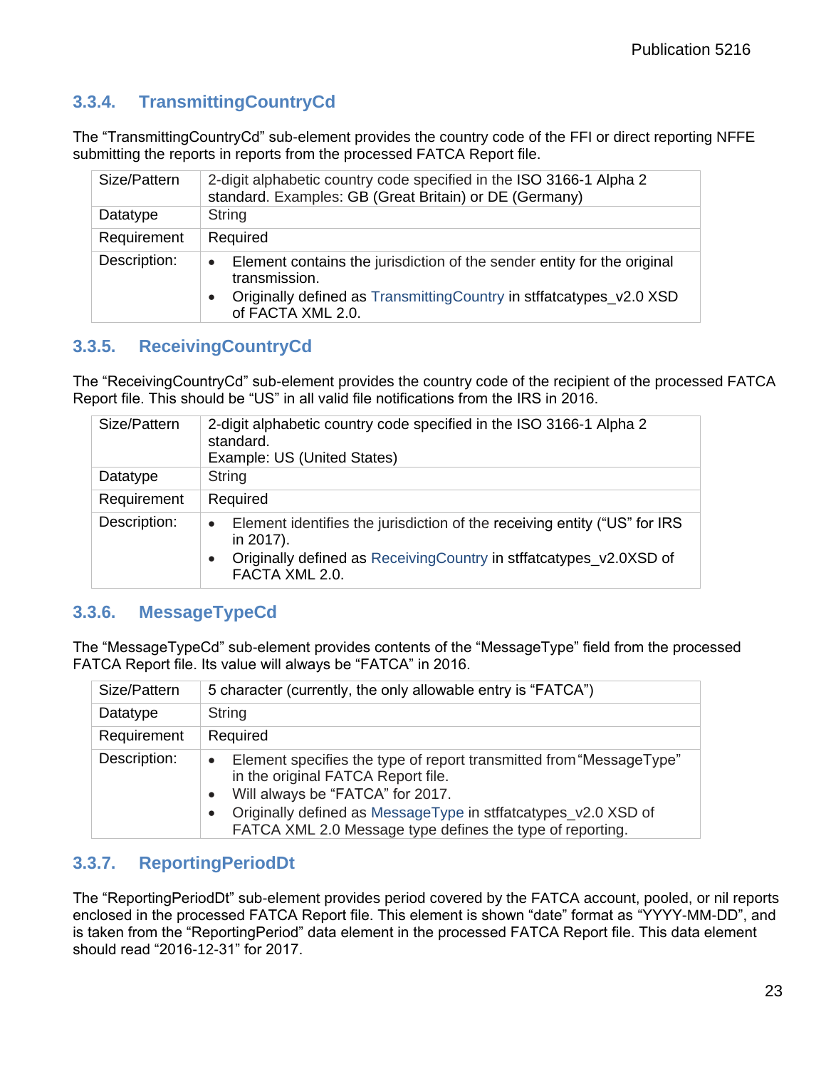### 3.3.4. TransmittingCountryCd

The "TransmittingCountryCd" sub-element provides the country code of the FFI or direct reporting NFFE submitting the reports in reports from the processed FATCA Report file.

| | |
|---|---|
| Size/Pattern | 2-digit alphabetic country code specified in the ISO 3166-1 Alpha 2 standard. Examples: GB (Great Britain) or DE (Germany) |
| Datatype | String |
| Requirement | Required |
| Description: | • Element contains the jurisdiction of the sender entity for the original transmission.<br>• Originally defined as TransmittingCountry in stffatcatypes_v2.0 XSD of FACTA XML 2.0. |

### 3.3.5. ReceivingCountryCd

The "ReceivingCountryCd" sub-element provides the country code of the recipient of the processed FATCA Report file. This should be "US" in all valid file notifications from the IRS in 2016.

| | |
|---|---|
| Size/Pattern | 2-digit alphabetic country code specified in the ISO 3166-1 Alpha 2 standard.<br>Example: US (United States) |
| Datatype | String |
| Requirement | Required |
| Description: | • Element identifies the jurisdiction of the receiving entity ("US" for IRS in 2017).<br>• Originally defined as ReceivingCountry in stffatcatypes_v2.0XSD of FACTA XML 2.0. |

### 3.3.6. MessageTypeCd

The "MessageTypeCd" sub-element provides contents of the "MessageType" field from the processed FATCA Report file. Its value will always be "FATCA" in 2016.

| | |
|---|---|
| Size/Pattern | 5 character (currently, the only allowable entry is "FATCA") |
| Datatype | String |
| Requirement | Required |
| Description: | • Element specifies the type of report transmitted from "MessageType" in the original FATCA Report file.<br>• Will always be "FATCA" for 2017.<br>• Originally defined as MessageType in stffatcatypes_v2.0 XSD of FATCA XML 2.0 Message type defines the type of reporting. |

### 3.3.7. ReportingPeriodDt

The "ReportingPeriodDt" sub-element provides period covered by the FATCA account, pooled, or nil reports enclosed in the processed FATCA Report file. This element is shown "date" format as "YYYY-MM-DD", and is taken from the "ReportingPeriod" data element in the processed FATCA Report file. This data element should read "2016-12-31" for 2017.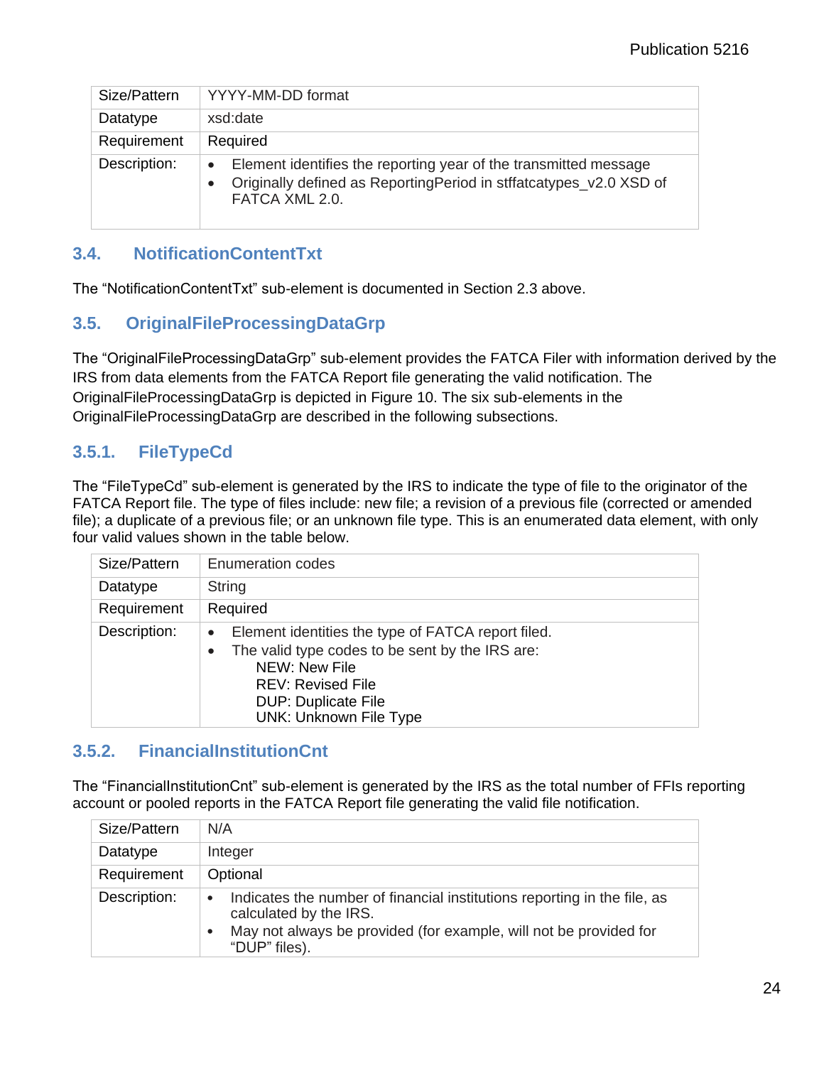| Size/Pattern | YYYY-MM-DD format |
|---|---|
| Datatype | xsd:date |
| Requirement | Required |
| Description: | • Element identifies the reporting year of the transmitted message<br>• Originally defined as ReportingPeriod in stffatcatypes_v2.0 XSD of FATCA XML 2.0. |

## 3.4. NotificationContentTxt

The “NotificationContentTxt” sub-element is documented in Section 2.3 above.

## 3.5. OriginalFileProcessingDataGrp

The “OriginalFileProcessingDataGrp” sub-element provides the FATCA Filer with information derived by the IRS from data elements from the FATCA Report file generating the valid notification. The OriginalFileProcessingDataGrp is depicted in Figure 10. The six sub-elements in the OriginalFileProcessingDataGrp are described in the following subsections.

### 3.5.1. FileTypeCd

The “FileTypeCd” sub-element is generated by the IRS to indicate the type of file to the originator of the FATCA Report file. The type of files include: new file; a revision of a previous file (corrected or amended file); a duplicate of a previous file; or an unknown file type. This is an enumerated data element, with only four valid values shown in the table below.

| Size/Pattern | Enumeration codes |
|---|---|
| Datatype | String |
| Requirement | Required |
| Description: | • Element identities the type of FATCA report filed.<br>• The valid type codes to be sent by the IRS are:<br>NEW: New File<br>REV: Revised File<br>DUP: Duplicate File<br>UNK: Unknown File Type |

### 3.5.2. FinancialInstitutionCnt

The “FinancialInstitutionCnt” sub-element is generated by the IRS as the total number of FFIs reporting account or pooled reports in the FATCA Report file generating the valid file notification.

| Size/Pattern | N/A |
|---|---|
| Datatype | Integer |
| Requirement | Optional |
| Description: | • Indicates the number of financial institutions reporting in the file, as calculated by the IRS.<br>• May not always be provided (for example, will not be provided for “DUP” files). |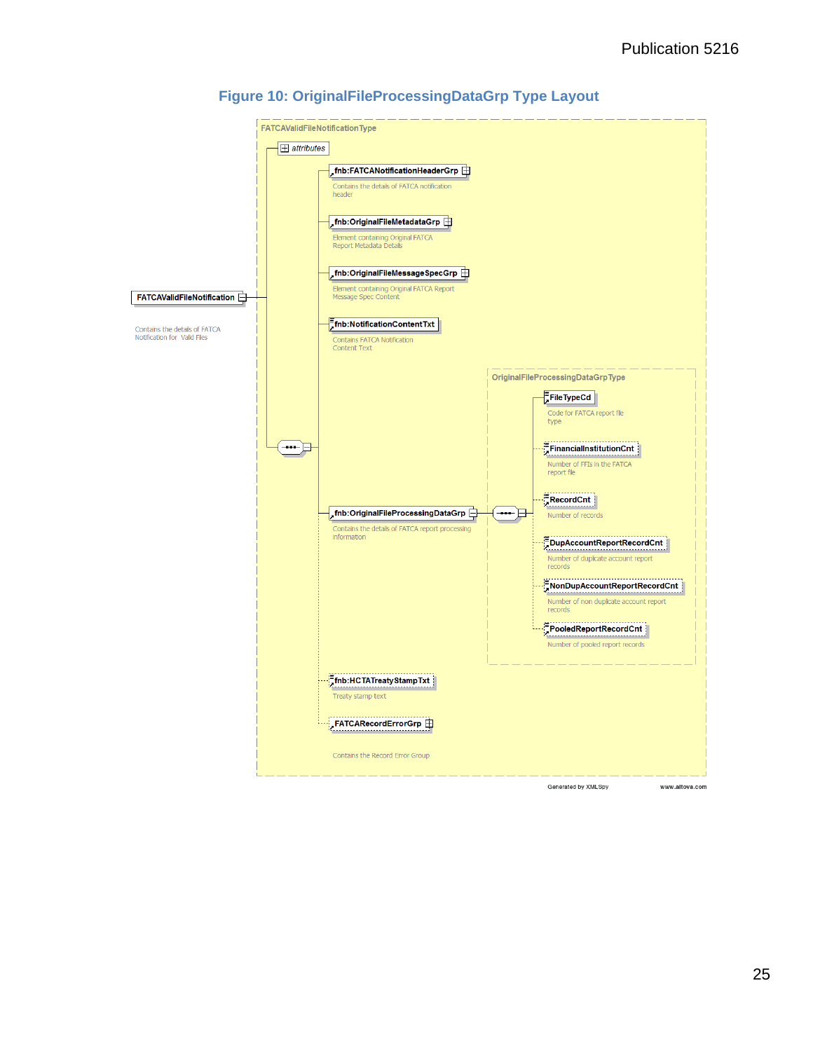# Figure 10: OriginalFileProcessingDataGrp Type Layout

FATCAValidFileNotificationType

attributes

fnb:FATCANotificationHeaderGrp

Contains the details of FATCA notification header

fnb:OriginalFileMetadataGrp

Element containing Original FATCA Report Metadata Details

fnb:OriginalFileMessageSpecGrp

Element containing Original FATCA Report Message Spec Content

FATCAValidFileNotification

Contains the details of FATCA Notification for Valid Files

fnb:NotificationContentTxt

Contains FATCA Notification Content Text

OriginalFileProcessingDataGrpType

FileTypeCd

Code for FATCA report file type

FinancialInstitutionCnt

Number of FFIs in the FATCA report file

RecordCnt

Number of records

fnb:OriginalFileProcessingDataGrp

Contains the details of FATCA report processing information

DupAccountReportRecordCnt

Number of duplicate account report records

NonDupAccountReportRecordCnt

Number of non duplicate account report records

PooledReportRecordCnt

Number of pooled report records

fnb:HCTATreatyStampTxt

Treaty stamp text

FATCARecordErrorGrp

Contains the Record Error Group

Generated by XMLSpy www.altova.com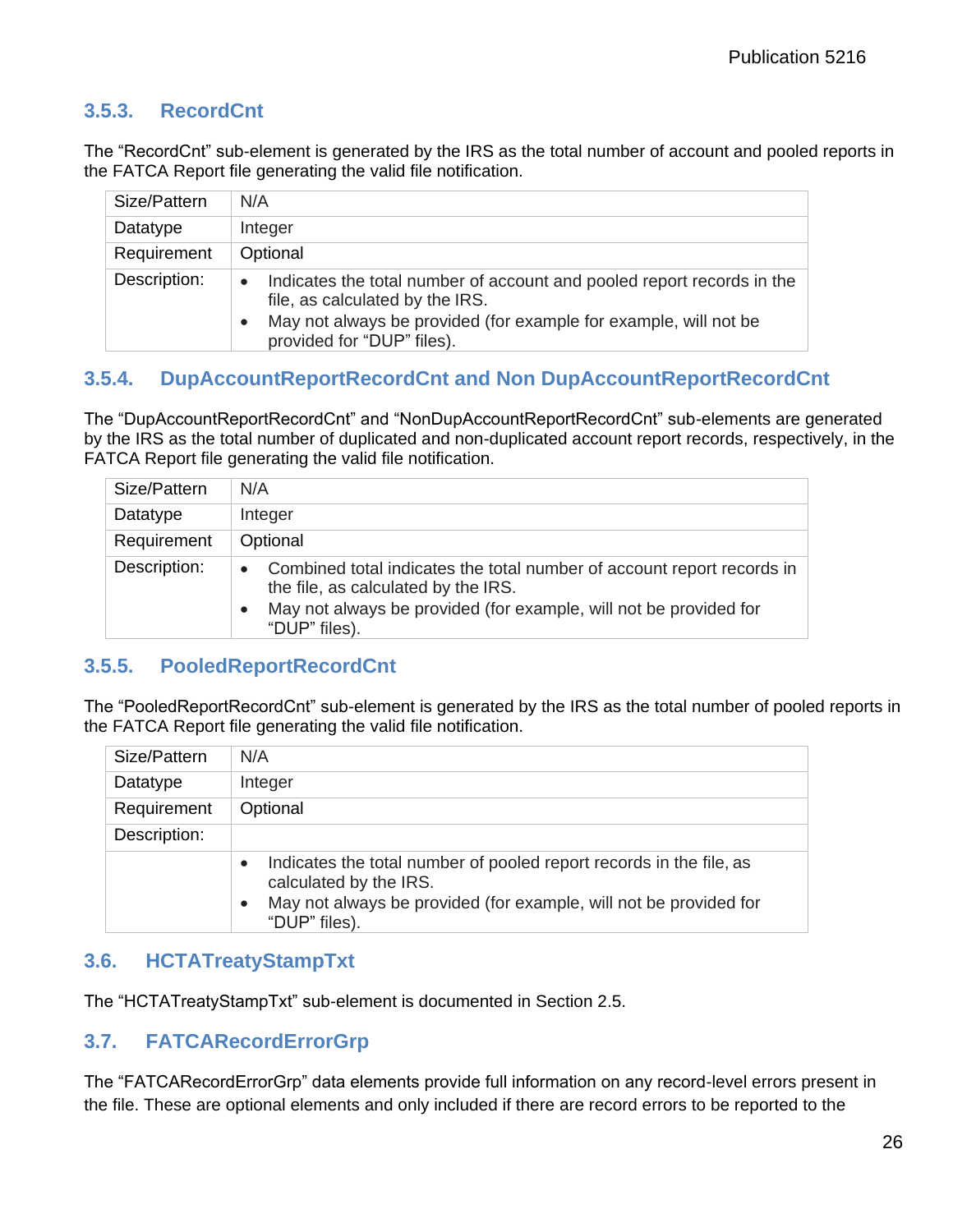### 3.5.3. RecordCnt

The "RecordCnt" sub-element is generated by the IRS as the total number of account and pooled reports in the FATCA Report file generating the valid file notification.

| Size/Pattern | N/A |
|---|---|
| Datatype | Integer |
| Requirement | Optional |
| Description: | • Indicates the total number of account and pooled report records in the file, as calculated by the IRS.<br>• May not always be provided (for example for example, will not be provided for "DUP" files). |

### 3.5.4. DupAccountReportRecordCnt and Non DupAccountReportRecordCnt

The "DupAccountReportRecordCnt" and "NonDupAccountReportRecordCnt" sub-elements are generated by the IRS as the total number of duplicated and non-duplicated account report records, respectively, in the FATCA Report file generating the valid file notification.

| Size/Pattern | N/A |
|---|---|
| Datatype | Integer |
| Requirement | Optional |
| Description: | • Combined total indicates the total number of account report records in the file, as calculated by the IRS.<br>• May not always be provided (for example, will not be provided for "DUP" files). |

### 3.5.5. PooledReportRecordCnt

The "PooledReportRecordCnt" sub-element is generated by the IRS as the total number of pooled reports in the FATCA Report file generating the valid file notification.

| Size/Pattern | N/A |
|---|---|
| Datatype | Integer |
| Requirement | Optional |
| Description: | |
| | • Indicates the total number of pooled report records in the file, as calculated by the IRS.<br>• May not always be provided (for example, will not be provided for "DUP" files). |

## 3.6. HCTATreatyStampTxt

The "HCTATreatyStampTxt" sub-element is documented in Section 2.5.

## 3.7. FATCARecordErrorGrp

The "FATCARecordErrorGrp" data elements provide full information on any record-level errors present in the file. These are optional elements and only included if there are record errors to be reported to the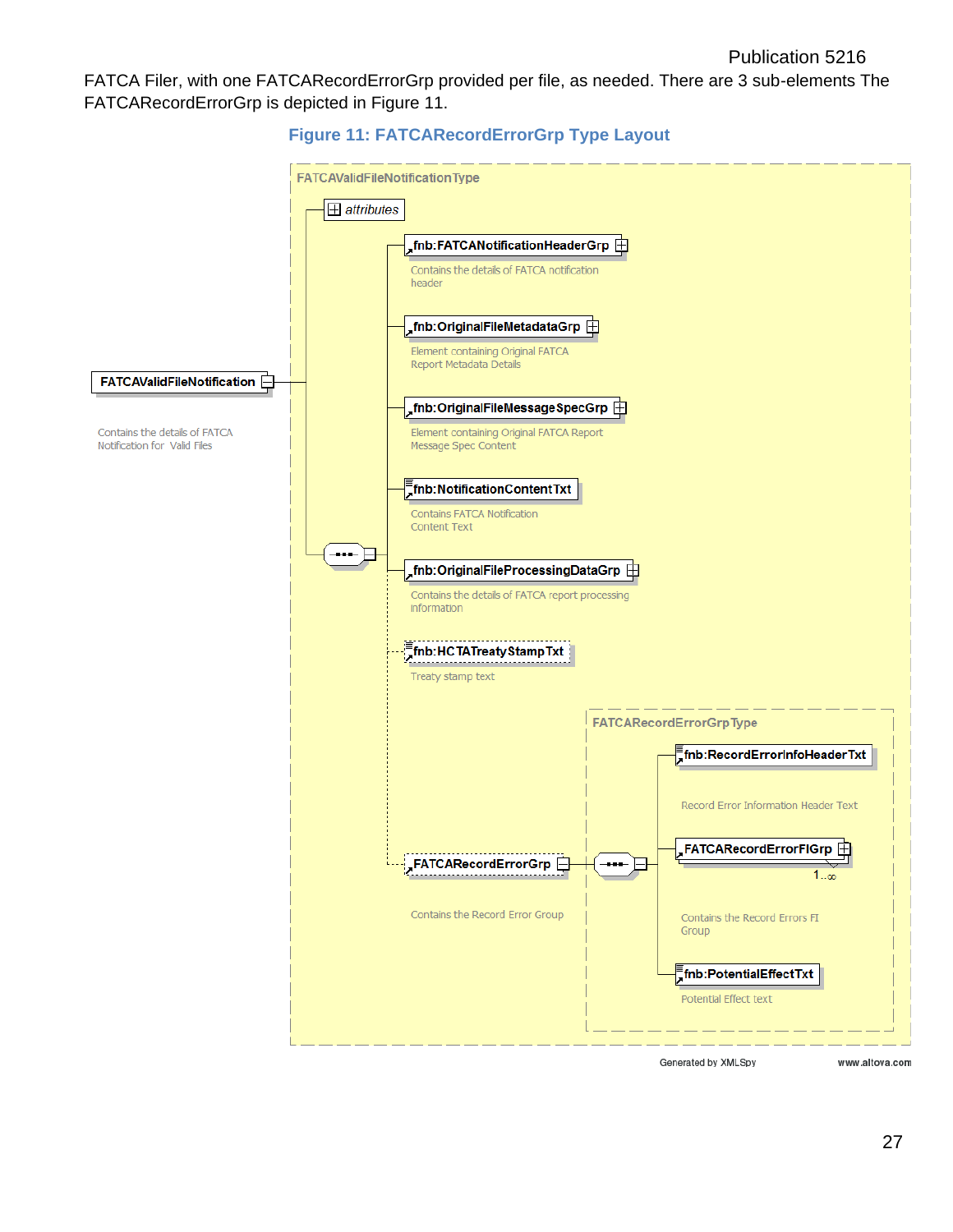FATCA Filer, with one FATCARecordErrorGrp provided per file, as needed. There are 3 sub-elements The FATCARecordErrorGrp is depicted in Figure 11.

### Figure 11: FATCARecordErrorGrp Type Layout

FATCAValidFileNotificationType

attributes

FATCAValidFileNotification

Contains the details of FATCA Notification for Valid Files

fnb:FATCANotificationHeaderGrp

Contains the details of FATCA notification header

fnb:OriginalFileMetadataGrp

Element containing Original FATCA Report Metadata Details

fnb:OriginalFileMessageSpecGrp

Element containing Original FATCA Report Message Spec Content

fnb:NotificationContentTxt

Contains FATCA Notification Content Text

fnb:OriginalFileProcessingDataGrp

Contains the details of FATCA report processing information

fnb:HCTATreatyStampTxt

Treaty stamp text

FATCARecordErrorGrp

Contains the Record Error Group

FATCARecordErrorGrpType

fnb:RecordErrorInfoHeaderTxt

Record Error Information Header Text

FATCARecordErrorFIGrp

1..∞

Contains the Record Errors FI Group

fnb:PotentialEffectTxt

Potential Effect text

Generated by XMLSpy www.altova.com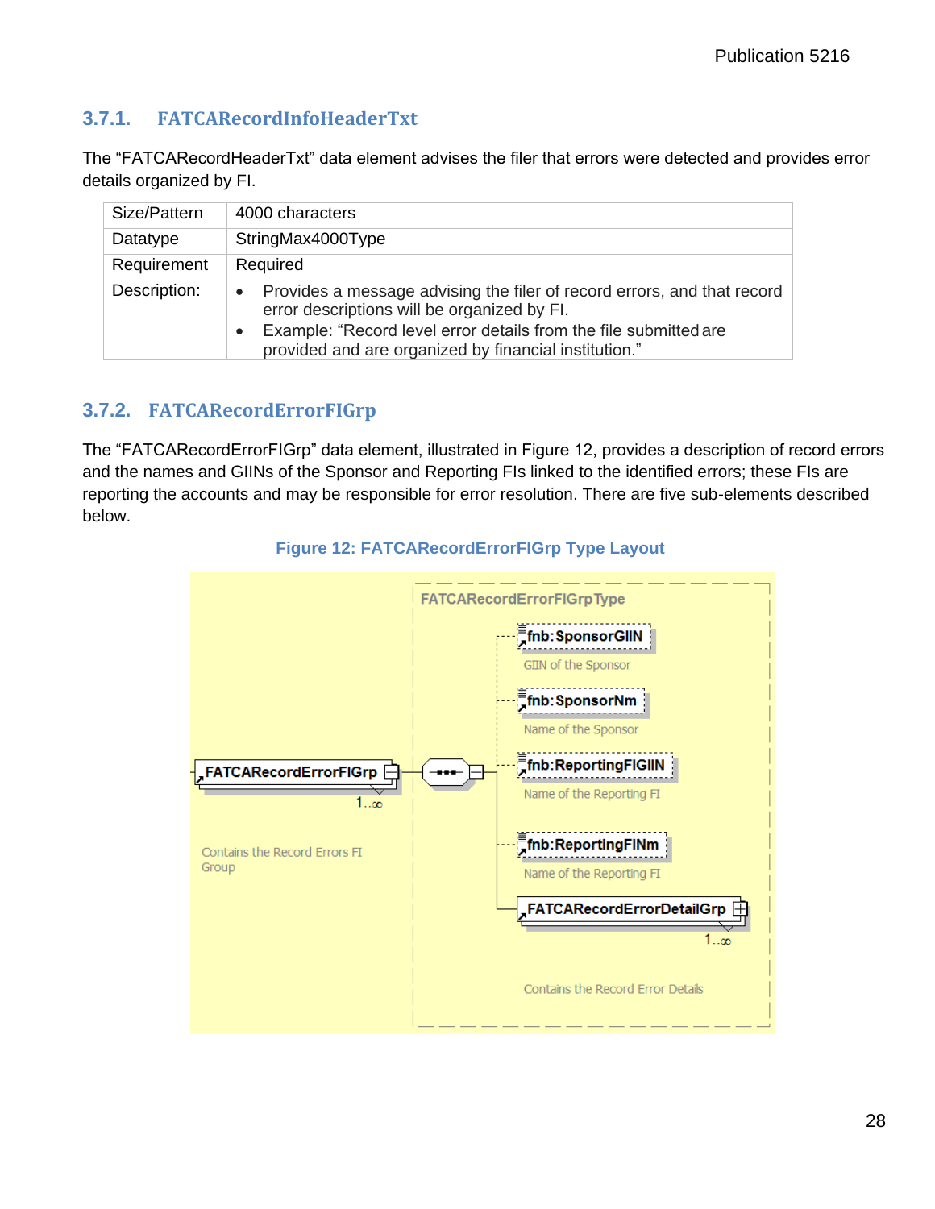### 3.7.1. FATCARecordInfoHeaderTxt

The "FATCARecordHeaderTxt" data element advises the filer that errors were detected and provides error details organized by FI.

| Size/Pattern | 4000 characters |
|---|---|
| Datatype | StringMax4000Type |
| Requirement | Required |
| Description: | • Provides a message advising the filer of record errors, and that record error descriptions will be organized by FI.<br>• Example: "Record level error details from the file submitted are provided and are organized by financial institution." |

### 3.7.2. FATCARecordErrorFIGrp

The "FATCARecordErrorFIGrp" data element, illustrated in Figure 12, provides a description of record errors and the names and GIINs of the Sponsor and Reporting FIs linked to the identified errors; these FIs are reporting the accounts and may be responsible for error resolution. There are five sub-elements described below.

**Figure 12: FATCARecordErrorFIGrp Type Layout**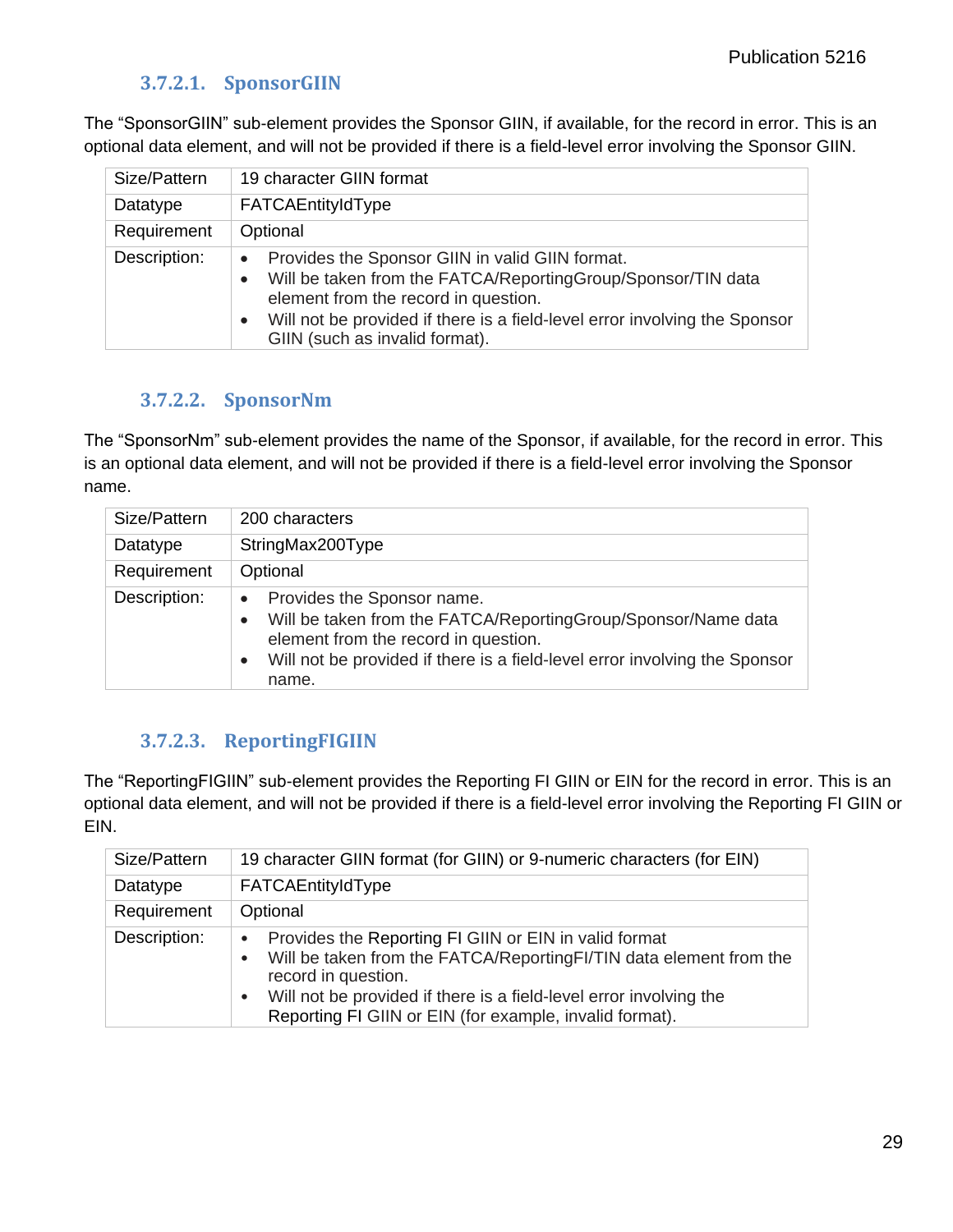#### 3.7.2.1. SponsorGIIN

The "SponsorGIIN" sub-element provides the Sponsor GIIN, if available, for the record in error. This is an optional data element, and will not be provided if there is a field-level error involving the Sponsor GIIN.

| Size/Pattern | 19 character GIIN format |
|---|---|
| Datatype | FATCAEntityIdType |
| Requirement | Optional |
| Description: | • Provides the Sponsor GIIN in valid GIIN format. <br> • Will be taken from the FATCA/ReportingGroup/Sponsor/TIN data element from the record in question. <br> • Will not be provided if there is a field-level error involving the Sponsor GIIN (such as invalid format). |

#### 3.7.2.2. SponsorNm

The "SponsorNm" sub-element provides the name of the Sponsor, if available, for the record in error. This is an optional data element, and will not be provided if there is a field-level error involving the Sponsor name.

| Size/Pattern | 200 characters |
|---|---|
| Datatype | StringMax200Type |
| Requirement | Optional |
| Description: | • Provides the Sponsor name. <br> • Will be taken from the FATCA/ReportingGroup/Sponsor/Name data element from the record in question. <br> • Will not be provided if there is a field-level error involving the Sponsor name. |

#### 3.7.2.3. ReportingFIGIIN

The "ReportingFIGIIN" sub-element provides the Reporting FI GIIN or EIN for the record in error. This is an optional data element, and will not be provided if there is a field-level error involving the Reporting FI GIIN or EIN.

| Size/Pattern | 19 character GIIN format (for GIIN) or 9-numeric characters (for EIN) |
|---|---|
| Datatype | FATCAEntityIdType |
| Requirement | Optional |
| Description: | • Provides the Reporting FI GIIN or EIN in valid format <br> • Will be taken from the FATCA/ReportingFI/TIN data element from the record in question. <br> • Will not be provided if there is a field-level error involving the Reporting FI GIIN or EIN (for example, invalid format). |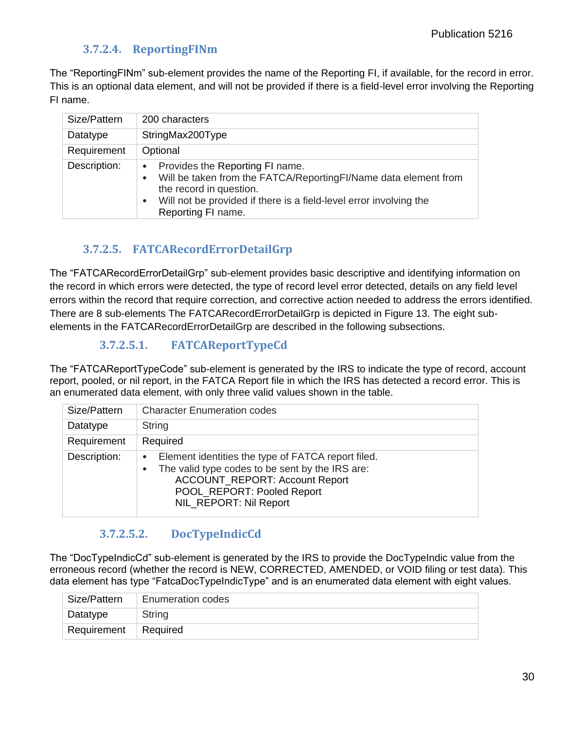#### 3.7.2.4. ReportingFINm

The "ReportingFINm" sub-element provides the name of the Reporting FI, if available, for the record in error. This is an optional data element, and will not be provided if there is a field-level error involving the Reporting FI name.

| Size/Pattern | 200 characters |
|---|---|
| Datatype | StringMax200Type |
| Requirement | Optional |
| Description: | • Provides the Reporting FI name.<br>• Will be taken from the FATCA/ReportingFI/Name data element from the record in question.<br>• Will not be provided if there is a field-level error involving the Reporting FI name. |

#### 3.7.2.5. FATCARecordErrorDetailGrp

The "FATCARecordErrorDetailGrp" sub-element provides basic descriptive and identifying information on the record in which errors were detected, the type of record level error detected, details on any field level errors within the record that require correction, and corrective action needed to address the errors identified. There are 8 sub-elements The FATCARecordErrorDetailGrp is depicted in Figure 13. The eight sub-elements in the FATCARecordErrorDetailGrp are described in the following subsections.

##### 3.7.2.5.1. FATCAReportTypeCd

The "FATCAReportTypeCode" sub-element is generated by the IRS to indicate the type of record, account report, pooled, or nil report, in the FATCA Report file in which the IRS has detected a record error. This is an enumerated data element, with only three valid values shown in the table.

| Size/Pattern | Character Enumeration codes |
|---|---|
| Datatype | String |
| Requirement | Required |
| Description: | • Element identities the type of FATCA report filed.<br>• The valid type codes to be sent by the IRS are:<br>ACCOUNT_REPORT: Account Report<br>POOL_REPORT: Pooled Report<br>NIL_REPORT: Nil Report |

##### 3.7.2.5.2. DocTypeIndicCd

The "DocTypeIndicCd" sub-element is generated by the IRS to provide the DocTypeIndic value from the erroneous record (whether the record is NEW, CORRECTED, AMENDED, or VOID filing or test data). This data element has type "FatcaDocTypeIndicType" and is an enumerated data element with eight values.

| Size/Pattern | Enumeration codes |
|---|---|
| Datatype | String |
| Requirement | Required |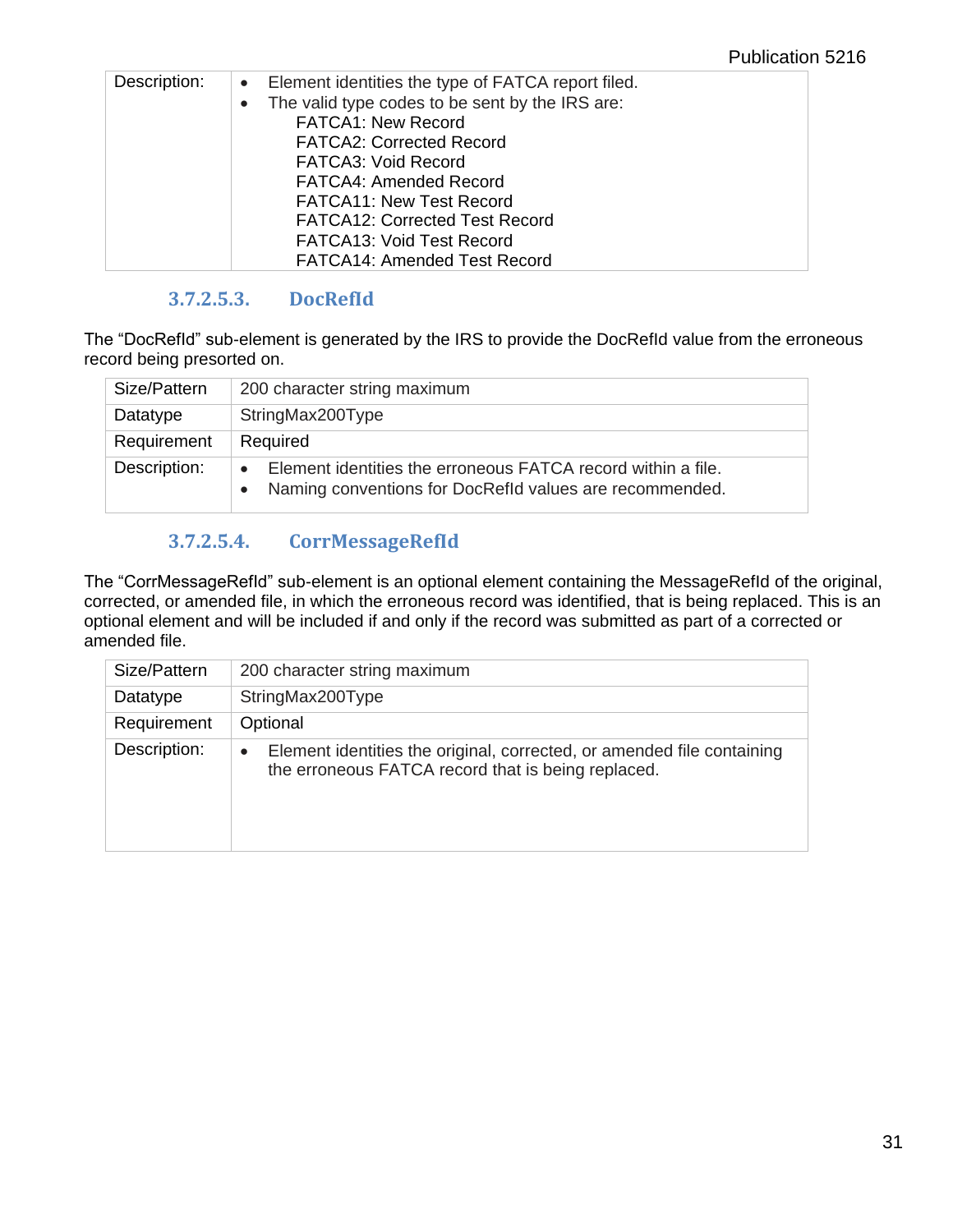| | |
|---|---|
| Description: | • Element identities the type of FATCA report filed.<br>• The valid type codes to be sent by the IRS are:<br>FATCA1: New Record<br>FATCA2: Corrected Record<br>FATCA3: Void Record<br>FATCA4: Amended Record<br>FATCA11: New Test Record<br>FATCA12: Corrected Test Record<br>FATCA13: Void Test Record<br>FATCA14: Amended Test Record |

#### 3.7.2.5.3. DocRefId

The "DocRefId" sub-element is generated by the IRS to provide the DocRefId value from the erroneous record being presorted on.

| | |
|---|---|
| Size/Pattern | 200 character string maximum |
| Datatype | StringMax200Type |
| Requirement | Required |
| Description: | • Element identities the erroneous FATCA record within a file.<br>• Naming conventions for DocRefId values are recommended. |

#### 3.7.2.5.4. CorrMessageRefId

The "CorrMessageRefId" sub-element is an optional element containing the MessageRefId of the original, corrected, or amended file, in which the erroneous record was identified, that is being replaced. This is an optional element and will be included if and only if the record was submitted as part of a corrected or amended file.

| | |
|---|---|
| Size/Pattern | 200 character string maximum |
| Datatype | StringMax200Type |
| Requirement | Optional |
| Description: | • Element identities the original, corrected, or amended file containing the erroneous FATCA record that is being replaced. |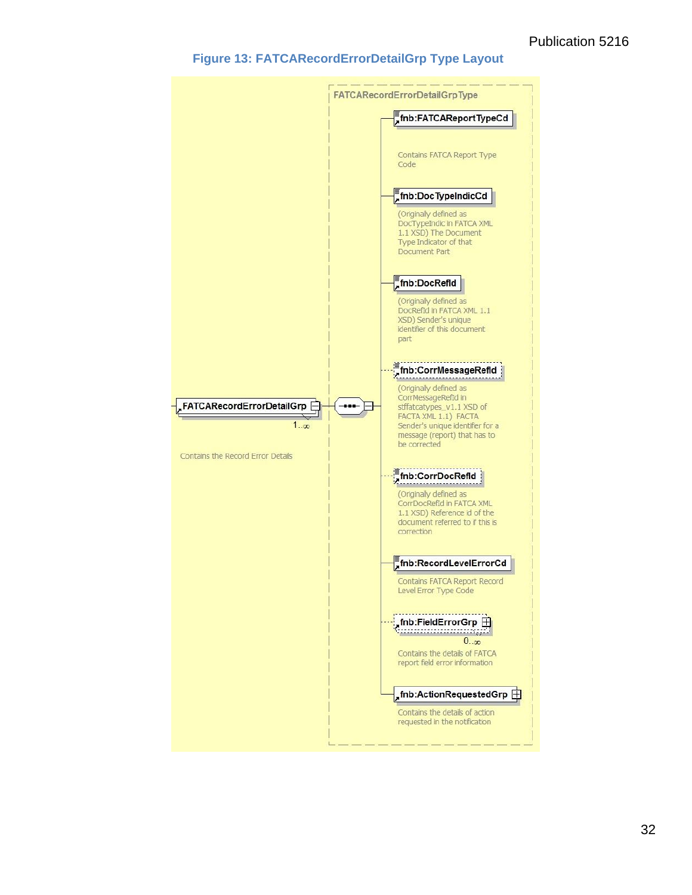### Figure 13: FATCARecordErrorDetailGrp Type Layout

FATCARecordErrorDetailGrpType

FATCARecordErrorDetailGrp 1..∞

Contains the Record Error Details

fnb:FATCAReportTypeCd

Contains FATCA Report Type Code

fnb:DocTypeIndicCd

(Originally defined as DocTypeIndic in FATCA XML 1.1 XSD) The Document Type Indicator of that Document Part

fnb:DocRefId

(Originally defined as DocRefId in FATCA XML 1.1 XSD) Sender's unique identifier of this document part

fnb:CorrMessageRefId

(Originally defined as CorrMessageRefId in stffatcatypes_v1.1 XSD of FACTA XML 1.1) FACTA Sender's unique identifier for a message (report) that has to be corrected

fnb:CorrDocRefId

(Originally defined as CorrDocRefId in FATCA XML 1.1 XSD) Reference id of the document referred to if this is correction

fnb:RecordLevelErrorCd

Contains FATCA Report Record Level Error Type Code

fnb:FieldErrorGrp 0..∞

Contains the details of FATCA report field error information

fnb:ActionRequestedGrp

Contains the details of action requested in the notification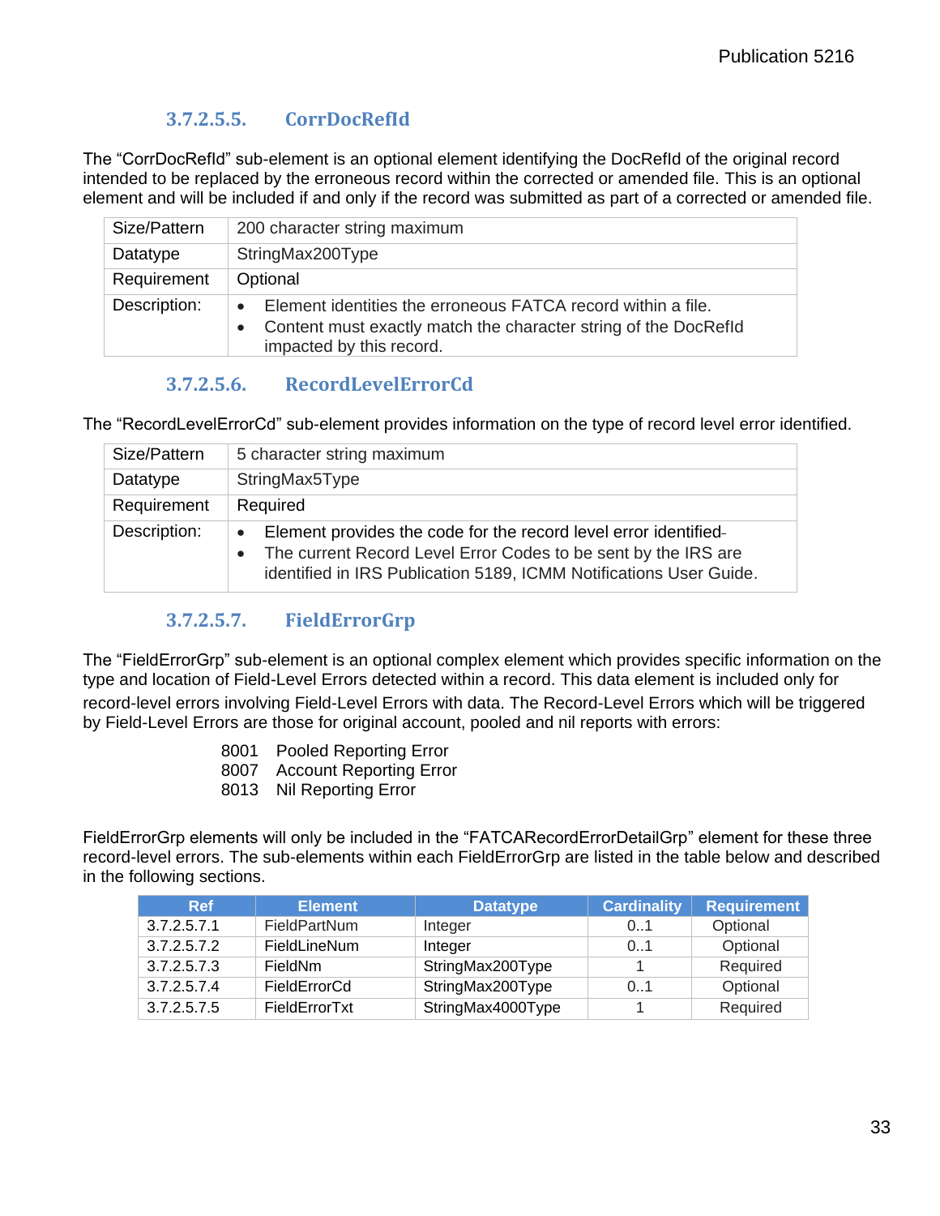#### 3.7.2.5.5. CorrDocRefId

The "CorrDocRefId" sub-element is an optional element identifying the DocRefId of the original record intended to be replaced by the erroneous record within the corrected or amended file. This is an optional element and will be included if and only if the record was submitted as part of a corrected or amended file.

| | |
|---|---|
| Size/Pattern | 200 character string maximum |
| Datatype | StringMax200Type |
| Requirement | Optional |
| Description: | • Element identities the erroneous FATCA record within a file.<br>• Content must exactly match the character string of the DocRefId impacted by this record. |

#### 3.7.2.5.6. RecordLevelErrorCd

The "RecordLevelErrorCd" sub-element provides information on the type of record level error identified.

| | |
|---|---|
| Size/Pattern | 5 character string maximum |
| Datatype | StringMax5Type |
| Requirement | Required |
| Description: | • Element provides the code for the record level error identified.<br>• The current Record Level Error Codes to be sent by the IRS are identified in IRS Publication 5189, ICMM Notifications User Guide. |

#### 3.7.2.5.7. FieldErrorGrp

The "FieldErrorGrp" sub-element is an optional complex element which provides specific information on the type and location of Field-Level Errors detected within a record. This data element is included only for record-level errors involving Field-Level Errors with data. The Record-Level Errors which will be triggered by Field-Level Errors are those for original account, pooled and nil reports with errors:

8001 Pooled Reporting Error
8007 Account Reporting Error
8013 Nil Reporting Error

FieldErrorGrp elements will only be included in the "FATCARecordErrorDetailGrp" element for these three record-level errors. The sub-elements within each FieldErrorGrp are listed in the table below and described in the following sections.

| Ref | Element | Datatype | Cardinality | Requirement |
|---|---|---|---|---|
| 3.7.2.5.7.1 | FieldPartNum | Integer | 0..1 | Optional |
| 3.7.2.5.7.2 | FieldLineNum | Integer | 0..1 | Optional |
| 3.7.2.5.7.3 | FieldNm | StringMax200Type | 1 | Required |
| 3.7.2.5.7.4 | FieldErrorCd | StringMax200Type | 0..1 | Optional |
| 3.7.2.5.7.5 | FieldErrorTxt | StringMax4000Type | 1 | Required |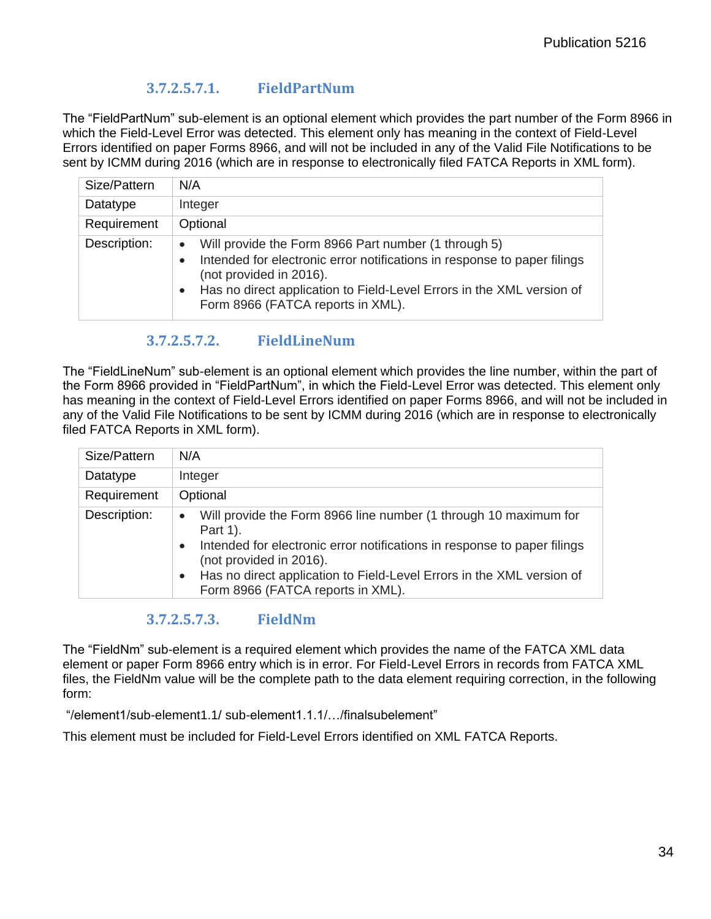#### 3.7.2.5.7.1. FieldPartNum

The “FieldPartNum” sub-element is an optional element which provides the part number of the Form 8966 in which the Field-Level Error was detected. This element only has meaning in the context of Field-Level Errors identified on paper Forms 8966, and will not be included in any of the Valid File Notifications to be sent by ICMM during 2016 (which are in response to electronically filed FATCA Reports in XML form).

| Size/Pattern | N/A |
|---|---|
| Datatype | Integer |
| Requirement | Optional |
| Description: | • Will provide the Form 8966 Part number (1 through 5)<br>• Intended for electronic error notifications in response to paper filings (not provided in 2016).<br>• Has no direct application to Field-Level Errors in the XML version of Form 8966 (FATCA reports in XML). |

#### 3.7.2.5.7.2. FieldLineNum

The “FieldLineNum” sub-element is an optional element which provides the line number, within the part of the Form 8966 provided in “FieldPartNum”, in which the Field-Level Error was detected. This element only has meaning in the context of Field-Level Errors identified on paper Forms 8966, and will not be included in any of the Valid File Notifications to be sent by ICMM during 2016 (which are in response to electronically filed FATCA Reports in XML form).

| Size/Pattern | N/A |
|---|---|
| Datatype | Integer |
| Requirement | Optional |
| Description: | • Will provide the Form 8966 line number (1 through 10 maximum for Part 1).<br>• Intended for electronic error notifications in response to paper filings (not provided in 2016).<br>• Has no direct application to Field-Level Errors in the XML version of Form 8966 (FATCA reports in XML). |

#### 3.7.2.5.7.3. FieldNm

The “FieldNm” sub-element is a required element which provides the name of the FATCA XML data element or paper Form 8966 entry which is in error. For Field-Level Errors in records from FATCA XML files, the FieldNm value will be the complete path to the data element requiring correction, in the following form:

“/element1/sub-element1.1/ sub-element1.1.1/…/finalsubelement”

This element must be included for Field-Level Errors identified on XML FATCA Reports.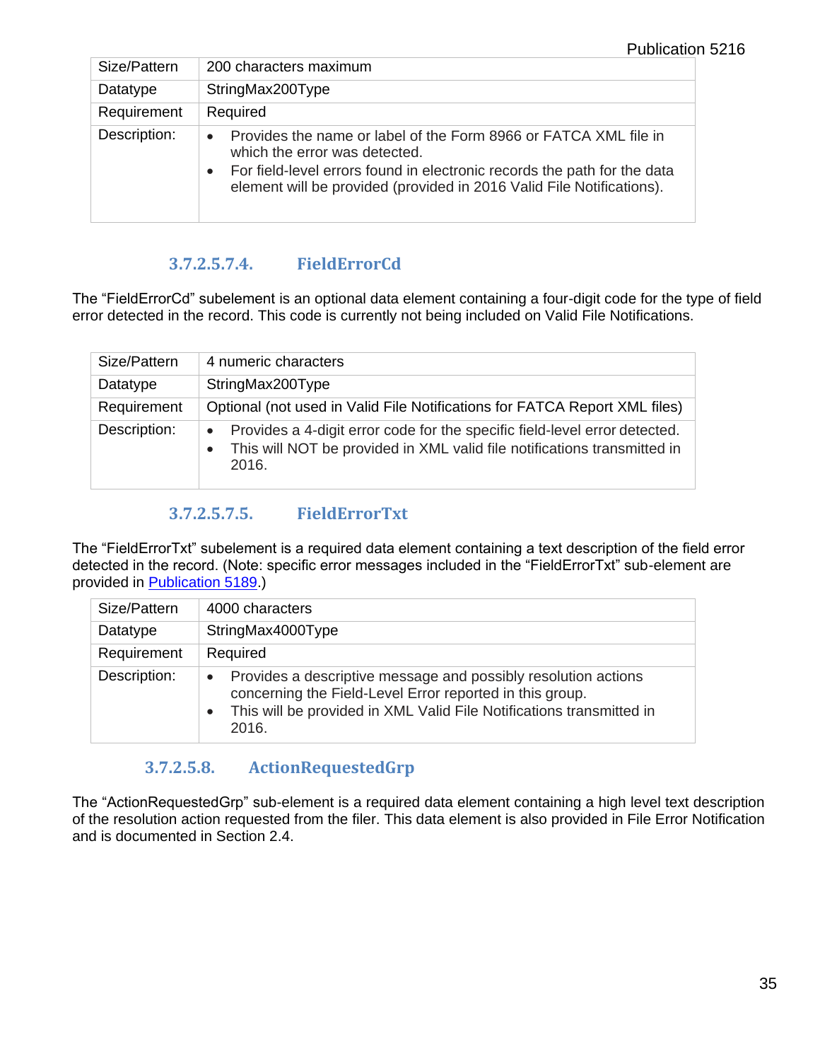| Size/Pattern | 200 characters maximum |
| --- | --- |
| Datatype | StringMax200Type |
| Requirement | Required |
| Description: | • Provides the name or label of the Form 8966 or FATCA XML file in which the error was detected.<br>• For field-level errors found in electronic records the path for the data element will be provided (provided in 2016 Valid File Notifications). |

###### 3.7.2.5.7.4. FieldErrorCd

The "FieldErrorCd" subelement is an optional data element containing a four-digit code for the type of field error detected in the record. This code is currently not being included on Valid File Notifications.

| Size/Pattern | 4 numeric characters |
| --- | --- |
| Datatype | StringMax200Type |
| Requirement | Optional (not used in Valid File Notifications for FATCA Report XML files) |
| Description: | • Provides a 4-digit error code for the specific field-level error detected.<br>• This will NOT be provided in XML valid file notifications transmitted in 2016. |

###### 3.7.2.5.7.5. FieldErrorTxt

The "FieldErrorTxt" subelement is a required data element containing a text description of the field error detected in the record. (Note: specific error messages included in the "FieldErrorTxt" sub-element are provided in Publication 5189.)

| Size/Pattern | 4000 characters |
| --- | --- |
| Datatype | StringMax4000Type |
| Requirement | Required |
| Description: | • Provides a descriptive message and possibly resolution actions concerning the Field-Level Error reported in this group.<br>• This will be provided in XML Valid File Notifications transmitted in 2016. |

##### 3.7.2.5.8. ActionRequestedGrp

The "ActionRequestedGrp" sub-element is a required data element containing a high level text description of the resolution action requested from the filer. This data element is also provided in File Error Notification and is documented in Section 2.4.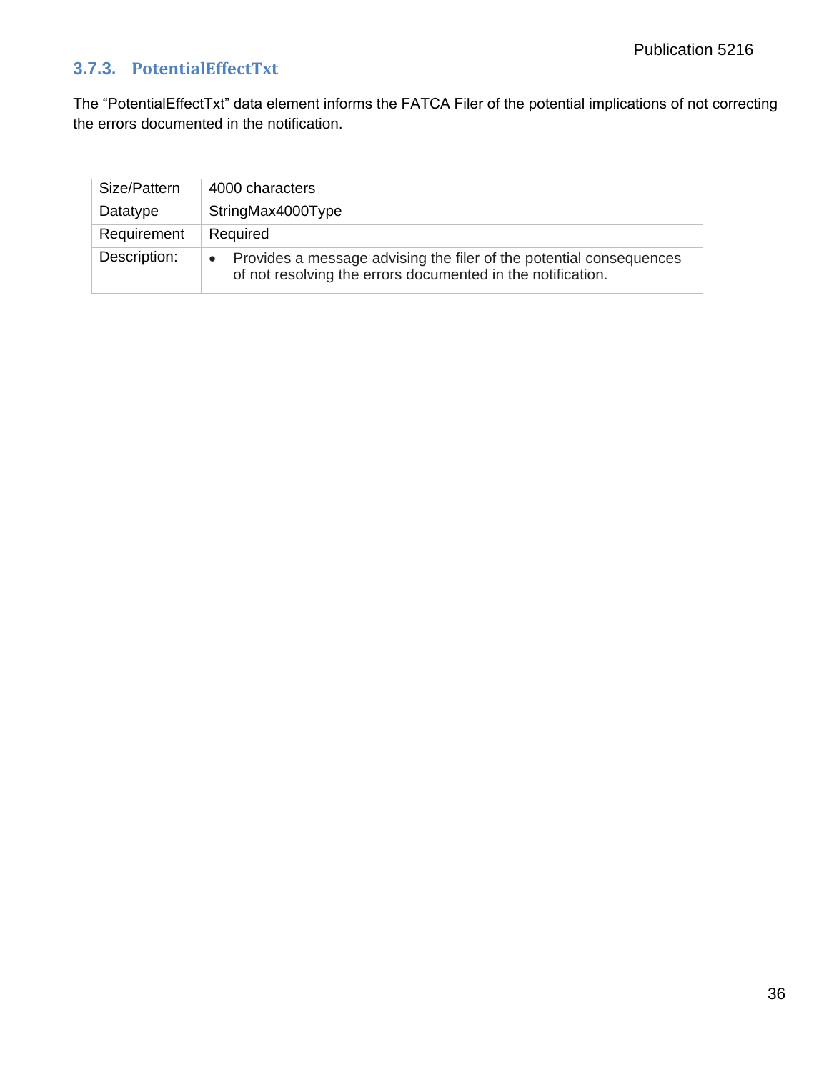### 3.7.3. PotentialEffectTxt

The "PotentialEffectTxt" data element informs the FATCA Filer of the potential implications of not correcting the errors documented in the notification.

| Size/Pattern | 4000 characters |
|---|---|
| Datatype | StringMax4000Type |
| Requirement | Required |
| Description: | • Provides a message advising the filer of the potential consequences of not resolving the errors documented in the notification. |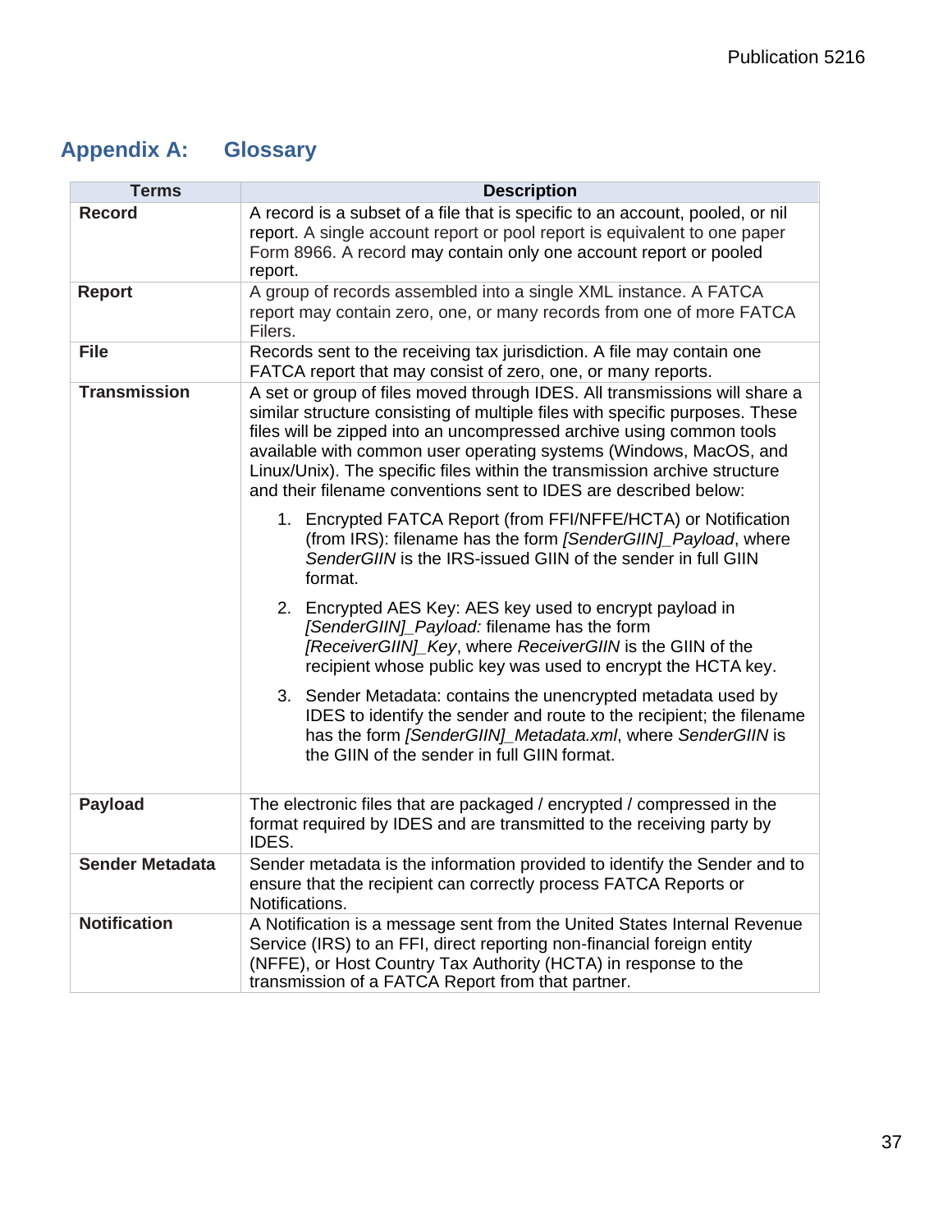# Appendix A: Glossary

| Terms | Description |
|---|---|
| **Record** | A record is a subset of a file that is specific to an account, pooled, or nil report. A single account report or pool report is equivalent to one paper Form 8966. A record may contain only one account report or pooled report. |
| **Report** | A group of records assembled into a single XML instance. A FATCA report may contain zero, one, or many records from one of more FATCA Filers. |
| **File** | Records sent to the receiving tax jurisdiction. A file may contain one FATCA report that may consist of zero, one, or many reports. |
| **Transmission** | A set or group of files moved through IDES. All transmissions will share a similar structure consisting of multiple files with specific purposes. These files will be zipped into an uncompressed archive using common tools available with common user operating systems (Windows, MacOS, and Linux/Unix). The specific files within the transmission archive structure and their filename conventions sent to IDES are described below:<br><br>1. Encrypted FATCA Report (from FFI/NFFE/HCTA) or Notification (from IRS): filename has the form *[SenderGIIN]_Payload*, where *SenderGIIN* is the IRS-issued GIIN of the sender in full GIIN format.<br><br>2. Encrypted AES Key: AES key used to encrypt payload in *[SenderGIIN]_Payload:* filename has the form *[ReceiverGIIN]_Key*, where *ReceiverGIIN* is the GIIN of the recipient whose public key was used to encrypt the HCTA key.<br><br>3. Sender Metadata: contains the unencrypted metadata used by IDES to identify the sender and route to the recipient; the filename has the form *[SenderGIIN]_Metadata.xml*, where *SenderGIIN* is the GIIN of the sender in full GIIN format. |
| **Payload** | The electronic files that are packaged / encrypted / compressed in the format required by IDES and are transmitted to the receiving party by IDES. |
| **Sender Metadata** | Sender metadata is the information provided to identify the Sender and to ensure that the recipient can correctly process FATCA Reports or Notifications. |
| **Notification** | A Notification is a message sent from the United States Internal Revenue Service (IRS) to an FFI, direct reporting non-financial foreign entity (NFFE), or Host Country Tax Authority (HCTA) in response to the transmission of a FATCA Report from that partner. |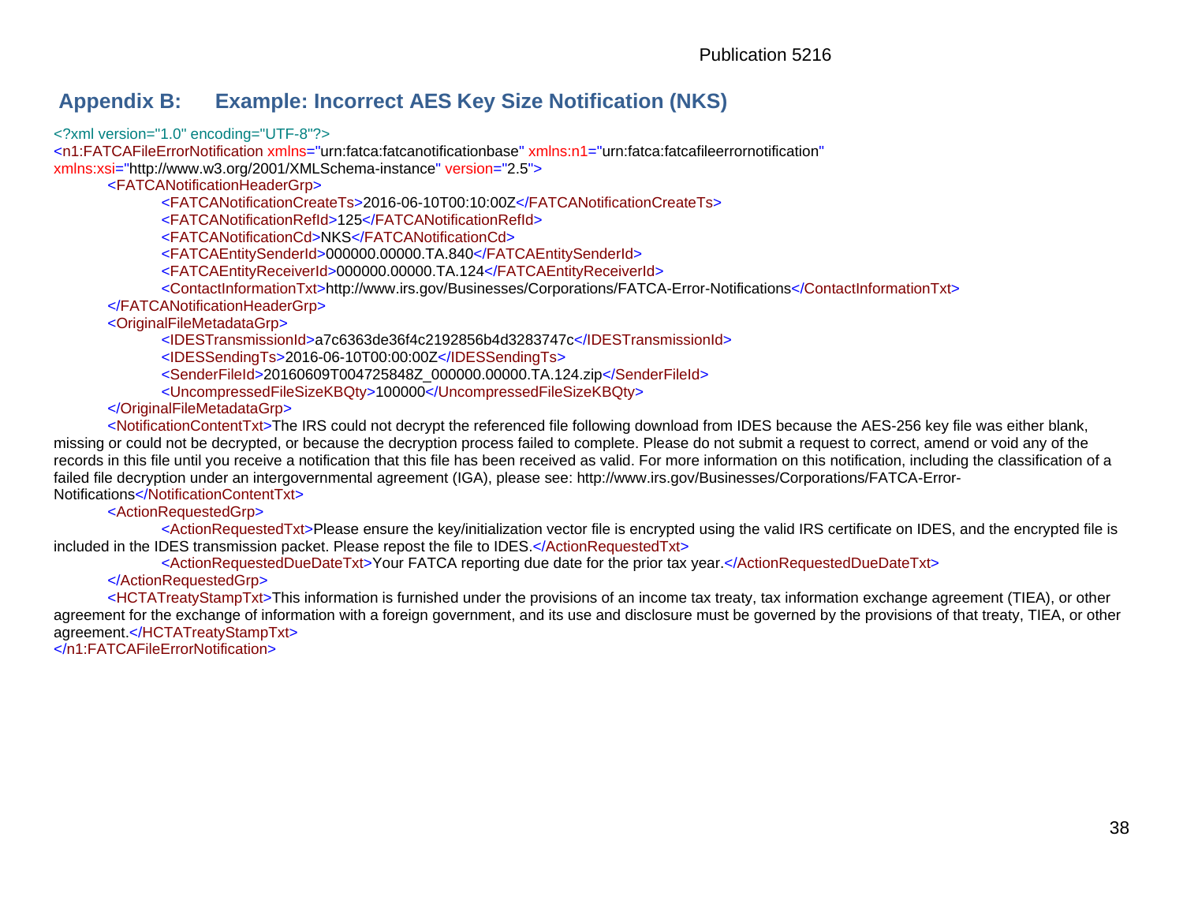## Appendix B: Example: Incorrect AES Key Size Notification (NKS)

```xml
<?xml version="1.0" encoding="UTF-8"?>
<n1:FATCAFileErrorNotification xmlns="urn:fatca:fatcanotificationbase" xmlns:n1="urn:fatca:fatcafileerrornotification" 
xmlns:xsi="http://www.w3.org/2001/XMLSchema-instance" version="2.5">
	<FATCANotificationHeaderGrp>
		<FATCANotificationCreateTs>2016-06-10T00:10:00Z</FATCANotificationCreateTs>
		<FATCANotificationRefId>125</FATCANotificationRefId>
		<FATCANotificationCd>NKS</FATCANotificationCd>
		<FATCAEntitySenderId>000000.00000.TA.840</FATCAEntitySenderId>
		<FATCAEntityReceiverId>000000.00000.TA.124</FATCAEntityReceiverId>
		<ContactInformationTxt>http://www.irs.gov/Businesses/Corporations/FATCA-Error-Notifications</ContactInformationTxt>
	</FATCANotificationHeaderGrp>
	<OriginalFileMetadataGrp>
		<IDESTransmissionId>a7c6363de36f4c2192856b4d3283747c</IDESTransmissionId>
		<IDESSendingTs>2016-06-10T00:00:00Z</IDESSendingTs>
		<SenderFileId>20160609T004725848Z_000000.00000.TA.124.zip</SenderFileId>
		<UncompressedFileSizeKBQty>100000</UncompressedFileSizeKBQty>
	</OriginalFileMetadataGrp>
	<NotificationContentTxt>The IRS could not decrypt the referenced file following download from IDES because the AES-256 key file was either blank, 
missing or could not be decrypted, or because the decryption process failed to complete. Please do not submit a request to correct, amend or void any of the 
records in this file until you receive a notification that this file has been received as valid. For more information on this notification, including the classification of a 
failed file decryption under an intergovernmental agreement (IGA), please see: http://www.irs.gov/Businesses/Corporations/FATCA-Error-
Notifications</NotificationContentTxt>
	<ActionRequestedGrp>
		<ActionRequestedTxt>Please ensure the key/initialization vector file is encrypted using the valid IRS certificate on IDES, and the encrypted file is 
included in the IDES transmission packet. Please repost the file to IDES.</ActionRequestedTxt>
		<ActionRequestedDueDateTxt>Your FATCA reporting due date for the prior tax year.</ActionRequestedDueDateTxt>
	</ActionRequestedGrp>
	<HCTATreatyStampTxt>This information is furnished under the provisions of an income tax treaty, tax information exchange agreement (TIEA), or other 
agreement for the exchange of information with a foreign government, and its use and disclosure must be governed by the provisions of that treaty, TIEA, or other 
agreement.</HCTATreatyStampTxt>
</n1:FATCAFileErrorNotification>
```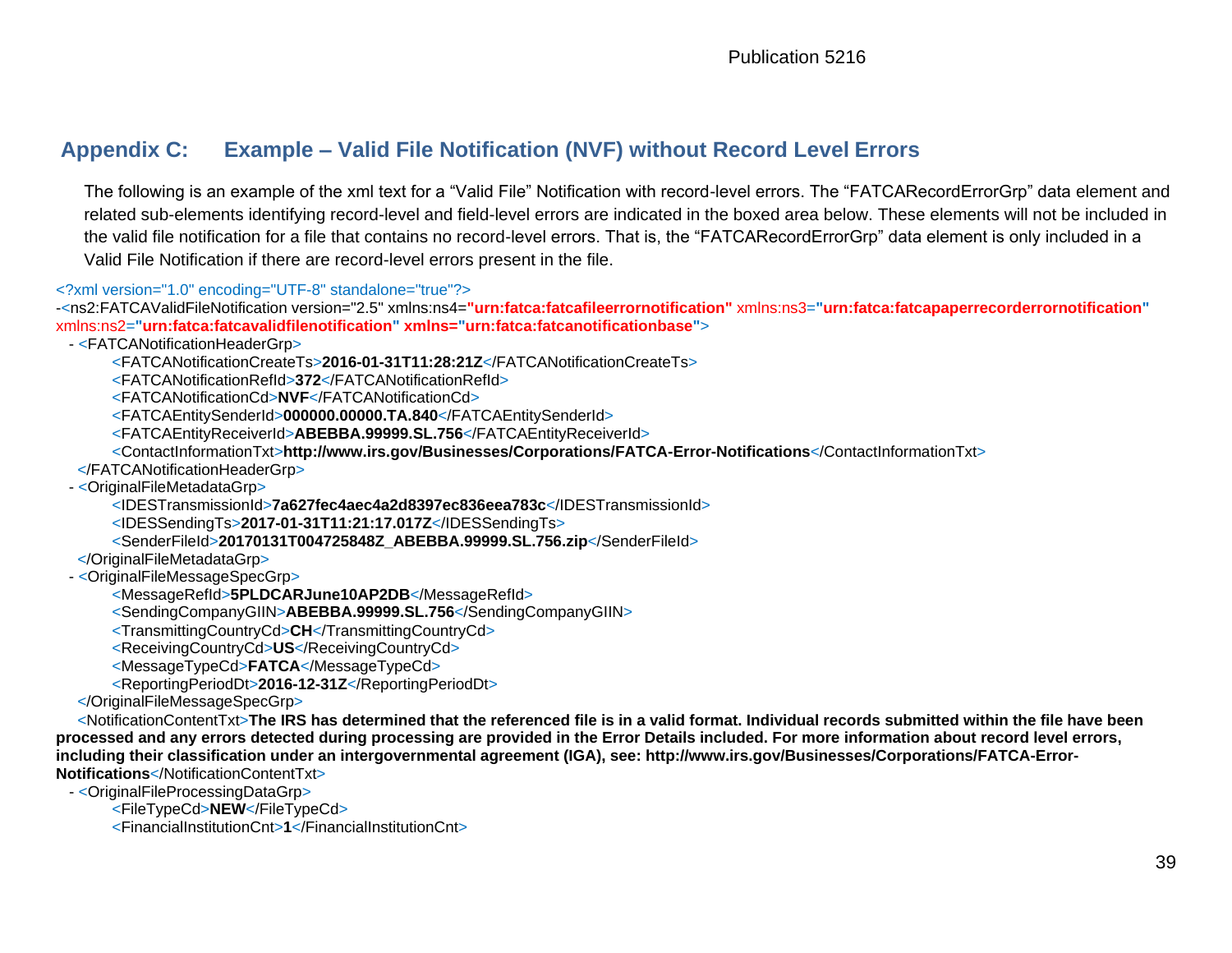## Appendix C: Example – Valid File Notification (NVF) without Record Level Errors

The following is an example of the xml text for a "Valid File" Notification with record-level errors. The "FATCARecordErrorGrp" data element and related sub-elements identifying record-level and field-level errors are indicated in the boxed area below. These elements will not be included in the valid file notification for a file that contains no record-level errors. That is, the "FATCARecordErrorGrp" data element is only included in a Valid File Notification if there are record-level errors present in the file.

```
<?xml version="1.0" encoding="UTF-8" standalone="true"?>
-<ns2:FATCAValidFileNotification version="2.5" xmlns:ns4="urn:fatca:fatcafileerrornotification" xmlns:ns3="urn:fatca:fatcapaperrecorderrornotification" xmlns:ns2="urn:fatca:fatcavalidfilenotification" xmlns="urn:fatca:fatcanotificationbase">
  - <FATCANotificationHeaderGrp>
        <FATCANotificationCreateTs>2016-01-31T11:28:21Z</FATCANotificationCreateTs>
        <FATCANotificationRefId>372</FATCANotificationRefId>
        <FATCANotificationCd>NVF</FATCANotificationCd>
        <FATCAEntitySenderId>000000.00000.TA.840</FATCAEntitySenderId>
        <FATCAEntityReceiverId>ABEBBA.99999.SL.756</FATCAEntityReceiverId>
        <ContactInformationTxt>http://www.irs.gov/Businesses/Corporations/FATCA-Error-Notifications</ContactInformationTxt>
    </FATCANotificationHeaderGrp>
  - <OriginalFileMetadataGrp>
        <IDESTransmissionId>7a627fec4aec4a2d8397ec836eea783c</IDESTransmissionId>
        <IDESSendingTs>2017-01-31T11:21:17.017Z</IDESSendingTs>
        <SenderFileId>20170131T004725848Z_ABEBBA.99999.SL.756.zip</SenderFileId>
    </OriginalFileMetadataGrp>
  - <OriginalFileMessageSpecGrp>
        <MessageRefId>5PLDCARJune10AP2DB</MessageRefId>
        <SendingCompanyGIIN>ABEBBA.99999.SL.756</SendingCompanyGIIN>
        <TransmittingCountryCd>CH</TransmittingCountryCd>
        <ReceivingCountryCd>US</ReceivingCountryCd>
        <MessageTypeCd>FATCA</MessageTypeCd>
        <ReportingPeriodDt>2016-12-31Z</ReportingPeriodDt>
    </OriginalFileMessageSpecGrp>
    <NotificationContentTxt>The IRS has determined that the referenced file is in a valid format. Individual records submitted within the file have been processed and any errors detected during processing are provided in the Error Details included. For more information about record level errors, including their classification under an intergovernmental agreement (IGA), see: http://www.irs.gov/Businesses/Corporations/FATCA-Error-Notifications</NotificationContentTxt>
  - <OriginalFileProcessingDataGrp>
        <FileTypeCd>NEW</FileTypeCd>
        <FinancialInstitutionCnt>1</FinancialInstitutionCnt>
```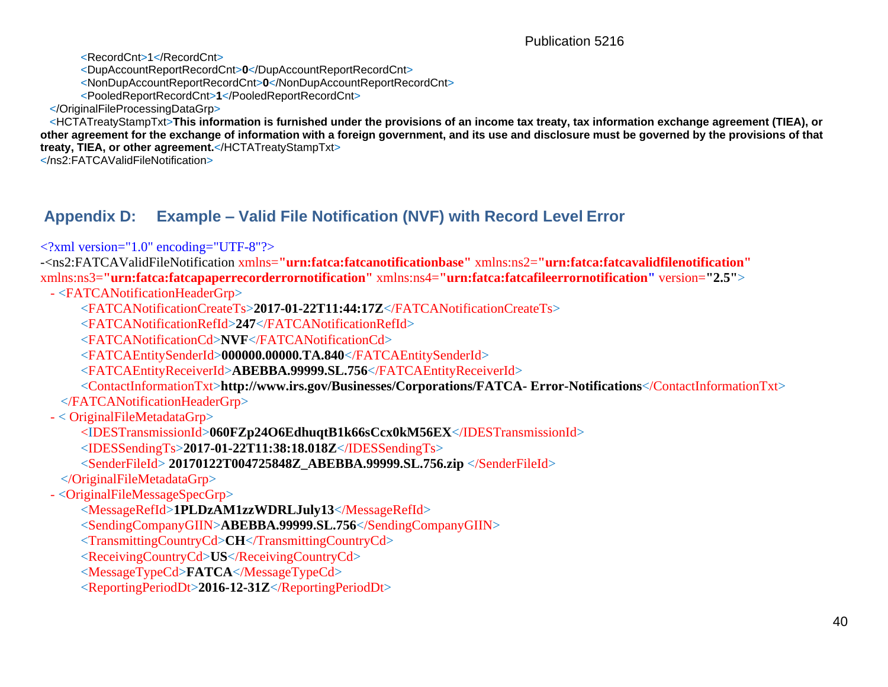```
        <RecordCnt>1</RecordCnt>
        <DupAccountReportRecordCnt>0</DupAccountReportRecordCnt>
        <NonDupAccountReportRecordCnt>0</NonDupAccountReportRecordCnt>
        <PooledReportRecordCnt>1</PooledReportRecordCnt>
  </OriginalFileProcessingDataGrp>
  <HCTATreatyStampTxt>This information is furnished under the provisions of an income tax treaty, tax information exchange agreement (TIEA), or other agreement for the exchange of information with a foreign government, and its use and disclosure must be governed by the provisions of that treaty, TIEA, or other agreement.</HCTATreatyStampTxt>
</ns2:FATCAValidFileNotification>
```

## Appendix D: Example – Valid File Notification (NVF) with Record Level Error

```
<?xml version="1.0" encoding="UTF-8"?>
-<ns2:FATCAValidFileNotification xmlns="urn:fatca:fatcanotificationbase" xmlns:ns2="urn:fatca:fatcavalidfilenotification" xmlns:ns3="urn:fatca:fatcapaperrecorderrornotification" xmlns:ns4="urn:fatca:fatcafileerrornotification" version="2.5">
  - <FATCANotificationHeaderGrp>
        <FATCANotificationCreateTs>2017-01-22T11:44:17Z</FATCANotificationCreateTs>
        <FATCANotificationRefId>247</FATCANotificationRefId>
        <FATCANotificationCd>NVF</FATCANotificationCd>
        <FATCAEntitySenderId>000000.00000.TA.840</FATCAEntitySenderId>
        <FATCAEntityReceiverId>ABEBBA.99999.SL.756</FATCAEntityReceiverId>
        <ContactInformationTxt>http://www.irs.gov/Businesses/Corporations/FATCA- Error-Notifications</ContactInformationTxt>
    </FATCANotificationHeaderGrp>
  - < OriginalFileMetadataGrp>
        <IDESTransmissionId>060FZp24O6EdhuqtB1k66sCcx0kM56EX</IDESTransmissionId>
        <IDESSendingTs>2017-01-22T11:38:18.018Z</IDESSendingTs>
        <SenderFileId> 20170122T004725848Z_ABEBBA.99999.SL.756.zip </SenderFileId>
    </OriginalFileMetadataGrp>
  - <OriginalFileMessageSpecGrp>
        <MessageRefId>1PLDzAM1zzWDRLJuly13</MessageRefId>
        <SendingCompanyGIIN>ABEBBA.99999.SL.756</SendingCompanyGIIN>
        <TransmittingCountryCd>CH</TransmittingCountryCd>
        <ReceivingCountryCd>US</ReceivingCountryCd>
        <MessageTypeCd>FATCA</MessageTypeCd>
        <ReportingPeriodDt>2016-12-31Z</ReportingPeriodDt>
```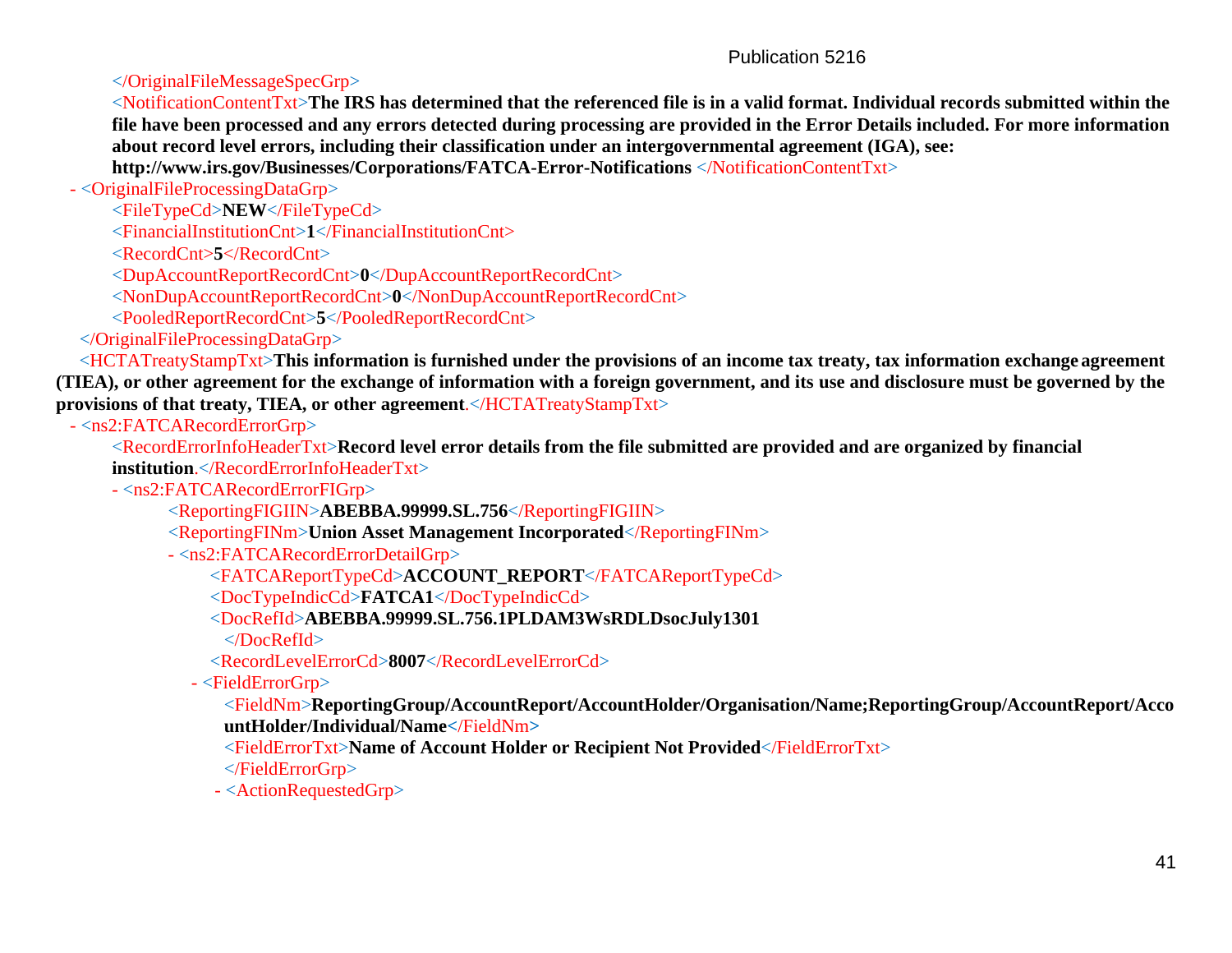```
</OriginalFileMessageSpecGrp>
<NotificationContentTxt>The IRS has determined that the referenced file is in a valid format. Individual records submitted within the file have been processed and any errors detected during processing are provided in the Error Details included. For more information about record level errors, including their classification under an intergovernmental agreement (IGA), see: http://www.irs.gov/Businesses/Corporations/FATCA-Error-Notifications </NotificationContentTxt>
- <OriginalFileProcessingDataGrp>
    <FileTypeCd>NEW</FileTypeCd>
    <FinancialInstitutionCnt>1</FinancialInstitutionCnt>
    <RecordCnt>5</RecordCnt>
    <DupAccountReportRecordCnt>0</DupAccountReportRecordCnt>
    <NonDupAccountReportRecordCnt>0</NonDupAccountReportRecordCnt>
    <PooledReportRecordCnt>5</PooledReportRecordCnt>
  </OriginalFileProcessingDataGrp>
  <HCTATreatyStampTxt>This information is furnished under the provisions of an income tax treaty, tax information exchange agreement (TIEA), or other agreement for the exchange of information with a foreign government, and its use and disclosure must be governed by the provisions of that treaty, TIEA, or other agreement.</HCTATreatyStampTxt>
- <ns2:FATCARecordErrorGrp>
    <RecordErrorInfoHeaderTxt>Record level error details from the file submitted are provided and are organized by financial institution.</RecordErrorInfoHeaderTxt>
  - <ns2:FATCARecordErrorFIGrp>
      <ReportingFIGIIN>ABEBBA.99999.SL.756</ReportingFIGIIN>
      <ReportingFINm>Union Asset Management Incorporated</ReportingFINm>
    - <ns2:FATCARecordErrorDetailGrp>
        <FATCAReportTypeCd>ACCOUNT_REPORT</FATCAReportTypeCd>
        <DocTypeIndicCd>FATCA1</DocTypeIndicCd>
        <DocRefId>ABEBBA.99999.SL.756.1PLDAM3WsRDLDsocJuly1301
          </DocRefId>
        <RecordLevelErrorCd>8007</RecordLevelErrorCd>
      - <FieldErrorGrp>
          <FieldNm>ReportingGroup/AccountReport/AccountHolder/Organisation/Name;ReportingGroup/AccountReport/AccountHolder/Individual/Name</FieldNm>
          <FieldErrorTxt>Name of Account Holder or Recipient Not Provided</FieldErrorTxt>
          </FieldErrorGrp>
        - <ActionRequestedGrp>
```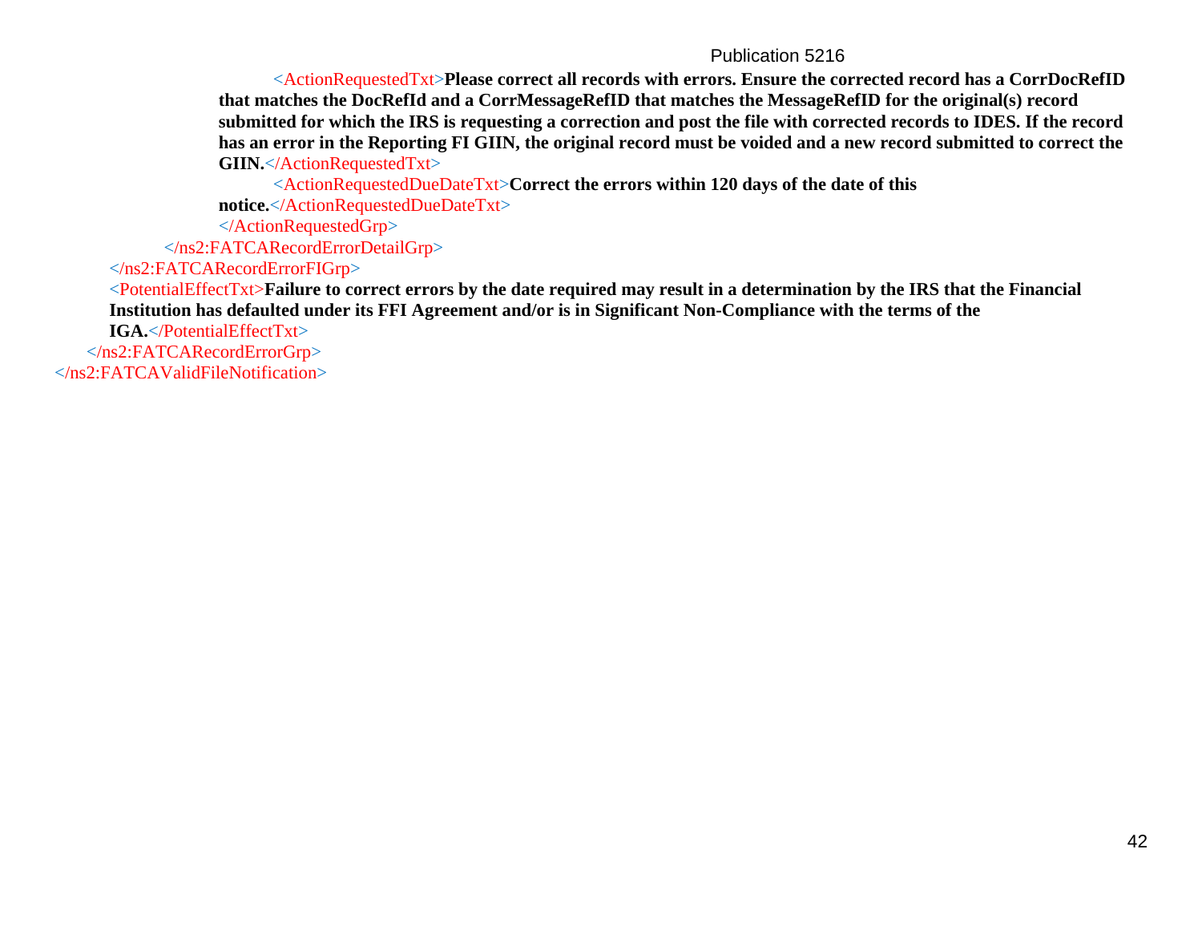```xml
<ActionRequestedTxt>Please correct all records with errors. Ensure the corrected record has a CorrDocRefID that matches the DocRefId and a CorrMessageRefID that matches the MessageRefID for the original(s) record submitted for which the IRS is requesting a correction and post the file with corrected records to IDES. If the record has an error in the Reporting FI GIIN, the original record must be voided and a new record submitted to correct the GIIN.</ActionRequestedTxt>
        <ActionRequestedDueDateTxt>Correct the errors within 120 days of the date of this notice.</ActionRequestedDueDateTxt>
        </ActionRequestedGrp>
      </ns2:FATCARecordErrorDetailGrp>
    </ns2:FATCARecordErrorFIGrp>
    <PotentialEffectTxt>Failure to correct errors by the date required may result in a determination by the IRS that the Financial Institution has defaulted under its FFI Agreement and/or is in Significant Non-Compliance with the terms of the IGA.</PotentialEffectTxt>
  </ns2:FATCARecordErrorGrp>
</ns2:FATCAValidFileNotification>
```